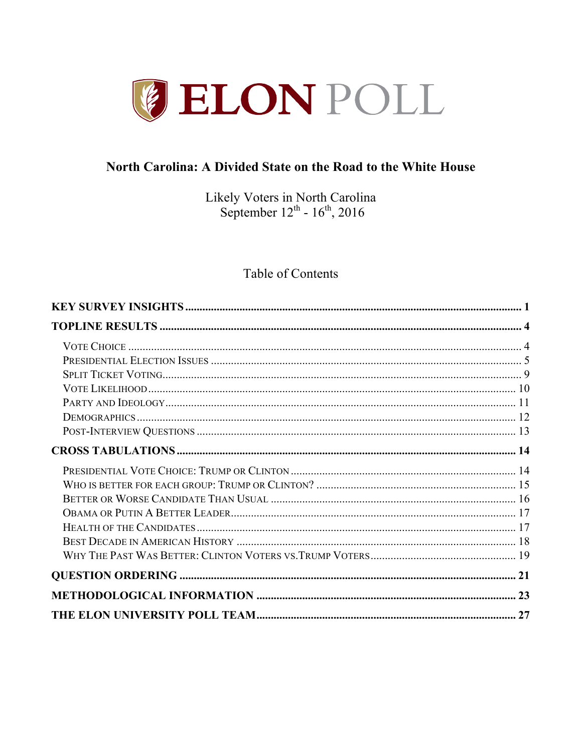# ELON POLL

## North Carolina: A Divided State on the Road to the White House

Likely Voters in North Carolina
September 12th - 16th, 2016

### Table of Contents

**KEY SURVEY INSIGHTS** .................... 1

**TOPLINE RESULTS** .................... 4

- Vote Choice .................... 4
- Presidential Election Issues .................... 5
- Split Ticket Voting .................... 9
- Vote Likelihood .................... 10
- Party and Ideology .................... 11
- Demographics .................... 12
- Post-Interview Questions .................... 13

**CROSS TABULATIONS** .................... 14

- Presidential Vote Choice: Trump or Clinton .................... 14
- Who is better for each group: Trump or Clinton? .................... 15
- Better or Worse Candidate Than Usual .................... 16
- Obama or Putin A Better Leader .................... 17
- Health of the Candidates .................... 17
- Best Decade in American History .................... 18
- Why The Past Was Better: Clinton Voters vs.Trump Voters .................... 19

**QUESTION ORDERING** .................... 21

**METHODOLOGICAL INFORMATION** .................... 23

**THE ELON UNIVERSITY POLL TEAM** .................... 27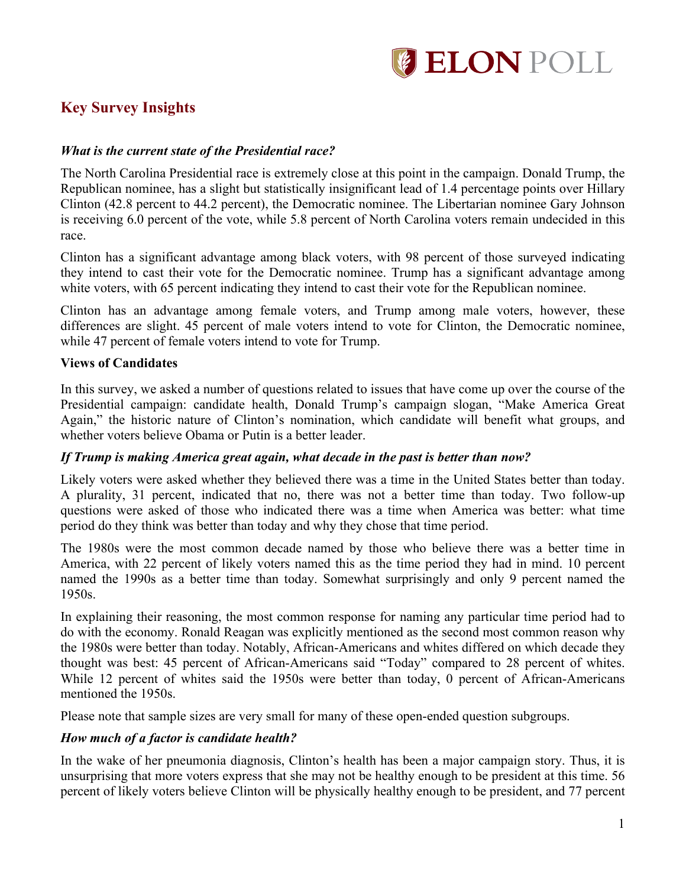# Key Survey Insights

### *What is the current state of the Presidential race?*

The North Carolina Presidential race is extremely close at this point in the campaign. Donald Trump, the Republican nominee, has a slight but statistically insignificant lead of 1.4 percentage points over Hillary Clinton (42.8 percent to 44.2 percent), the Democratic nominee. The Libertarian nominee Gary Johnson is receiving 6.0 percent of the vote, while 5.8 percent of North Carolina voters remain undecided in this race.

Clinton has a significant advantage among black voters, with 98 percent of those surveyed indicating they intend to cast their vote for the Democratic nominee. Trump has a significant advantage among white voters, with 65 percent indicating they intend to cast their vote for the Republican nominee.

Clinton has an advantage among female voters, and Trump among male voters, however, these differences are slight. 45 percent of male voters intend to vote for Clinton, the Democratic nominee, while 47 percent of female voters intend to vote for Trump.

**Views of Candidates**

In this survey, we asked a number of questions related to issues that have come up over the course of the Presidential campaign: candidate health, Donald Trump's campaign slogan, "Make America Great Again," the historic nature of Clinton's nomination, which candidate will benefit what groups, and whether voters believe Obama or Putin is a better leader.

### *If Trump is making America great again, what decade in the past is better than now?*

Likely voters were asked whether they believed there was a time in the United States better than today. A plurality, 31 percent, indicated that no, there was not a better time than today. Two follow-up questions were asked of those who indicated there was a time when America was better: what time period do they think was better than today and why they chose that time period.

The 1980s were the most common decade named by those who believe there was a better time in America, with 22 percent of likely voters named this as the time period they had in mind. 10 percent named the 1990s as a better time than today. Somewhat surprisingly and only 9 percent named the 1950s.

In explaining their reasoning, the most common response for naming any particular time period had to do with the economy. Ronald Reagan was explicitly mentioned as the second most common reason why the 1980s were better than today. Notably, African-Americans and whites differed on which decade they thought was best: 45 percent of African-Americans said "Today" compared to 28 percent of whites. While 12 percent of whites said the 1950s were better than today, 0 percent of African-Americans mentioned the 1950s.

Please note that sample sizes are very small for many of these open-ended question subgroups.

### *How much of a factor is candidate health?*

In the wake of her pneumonia diagnosis, Clinton's health has been a major campaign story. Thus, it is unsurprising that more voters express that she may not be healthy enough to be president at this time. 56 percent of likely voters believe Clinton will be physically healthy enough to be president, and 77 percent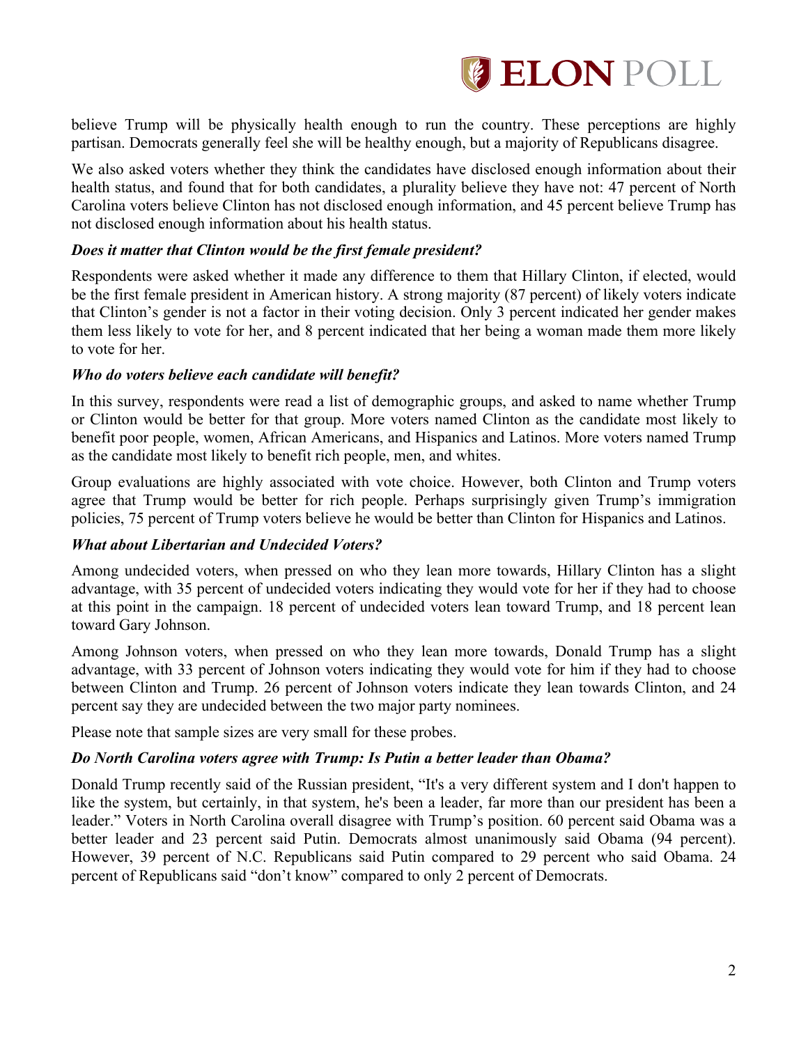believe Trump will be physically health enough to run the country. These perceptions are highly partisan. Democrats generally feel she will be healthy enough, but a majority of Republicans disagree.

We also asked voters whether they think the candidates have disclosed enough information about their health status, and found that for both candidates, a plurality believe they have not: 47 percent of North Carolina voters believe Clinton has not disclosed enough information, and 45 percent believe Trump has not disclosed enough information about his health status.

***Does it matter that Clinton would be the first female president?***

Respondents were asked whether it made any difference to them that Hillary Clinton, if elected, would be the first female president in American history. A strong majority (87 percent) of likely voters indicate that Clinton's gender is not a factor in their voting decision. Only 3 percent indicated her gender makes them less likely to vote for her, and 8 percent indicated that her being a woman made them more likely to vote for her.

***Who do voters believe each candidate will benefit?***

In this survey, respondents were read a list of demographic groups, and asked to name whether Trump or Clinton would be better for that group. More voters named Clinton as the candidate most likely to benefit poor people, women, African Americans, and Hispanics and Latinos. More voters named Trump as the candidate most likely to benefit rich people, men, and whites.

Group evaluations are highly associated with vote choice. However, both Clinton and Trump voters agree that Trump would be better for rich people. Perhaps surprisingly given Trump's immigration policies, 75 percent of Trump voters believe he would be better than Clinton for Hispanics and Latinos.

***What about Libertarian and Undecided Voters?***

Among undecided voters, when pressed on who they lean more towards, Hillary Clinton has a slight advantage, with 35 percent of undecided voters indicating they would vote for her if they had to choose at this point in the campaign. 18 percent of undecided voters lean toward Trump, and 18 percent lean toward Gary Johnson.

Among Johnson voters, when pressed on who they lean more towards, Donald Trump has a slight advantage, with 33 percent of Johnson voters indicating they would vote for him if they had to choose between Clinton and Trump. 26 percent of Johnson voters indicate they lean towards Clinton, and 24 percent say they are undecided between the two major party nominees.

Please note that sample sizes are very small for these probes.

***Do North Carolina voters agree with Trump: Is Putin a better leader than Obama?***

Donald Trump recently said of the Russian president, "It's a very different system and I don't happen to like the system, but certainly, in that system, he's been a leader, far more than our president has been a leader." Voters in North Carolina overall disagree with Trump's position. 60 percent said Obama was a better leader and 23 percent said Putin. Democrats almost unanimously said Obama (94 percent). However, 39 percent of N.C. Republicans said Putin compared to 29 percent who said Obama. 24 percent of Republicans said "don't know" compared to only 2 percent of Democrats.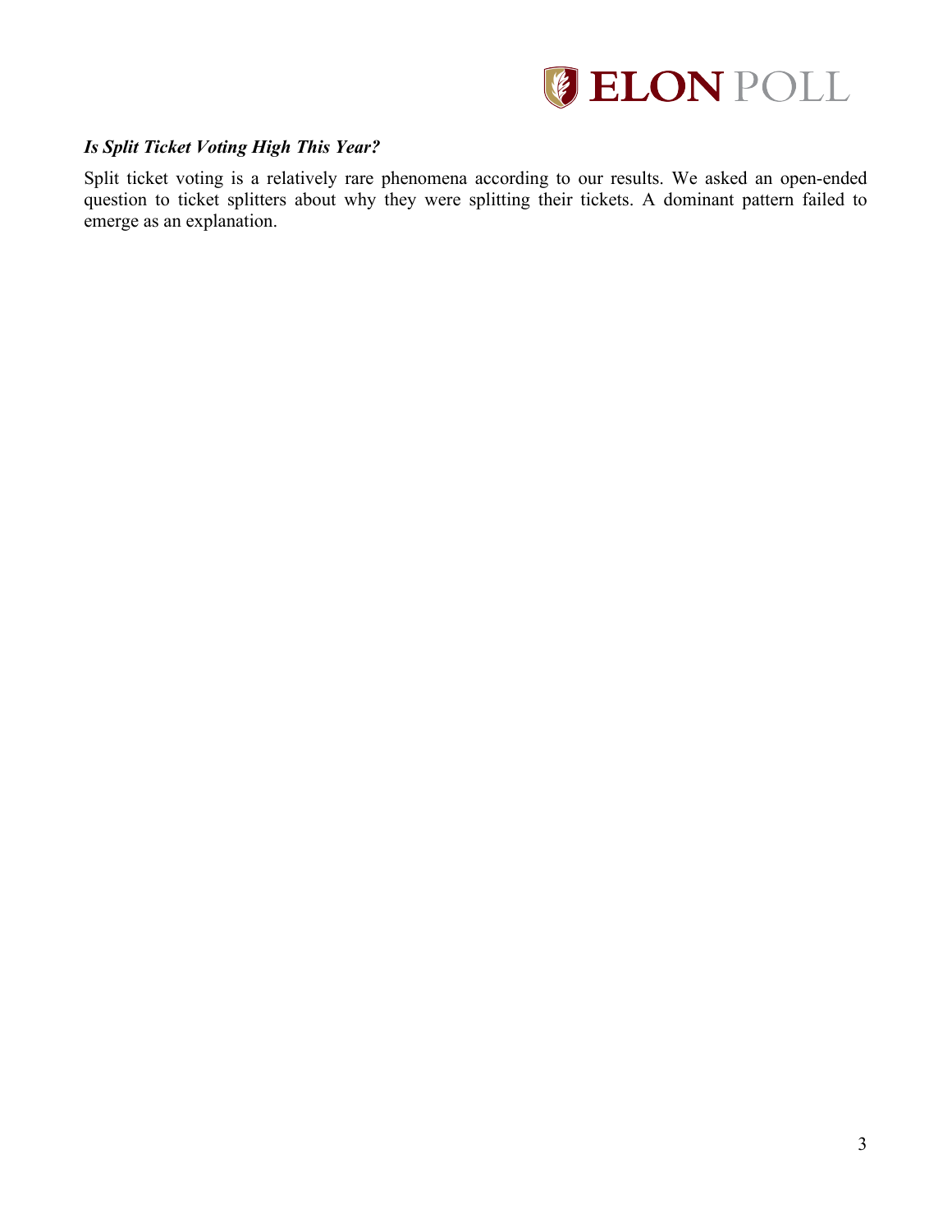### *Is Split Ticket Voting High This Year?*

Split ticket voting is a relatively rare phenomena according to our results. We asked an open-ended question to ticket splitters about why they were splitting their tickets. A dominant pattern failed to emerge as an explanation.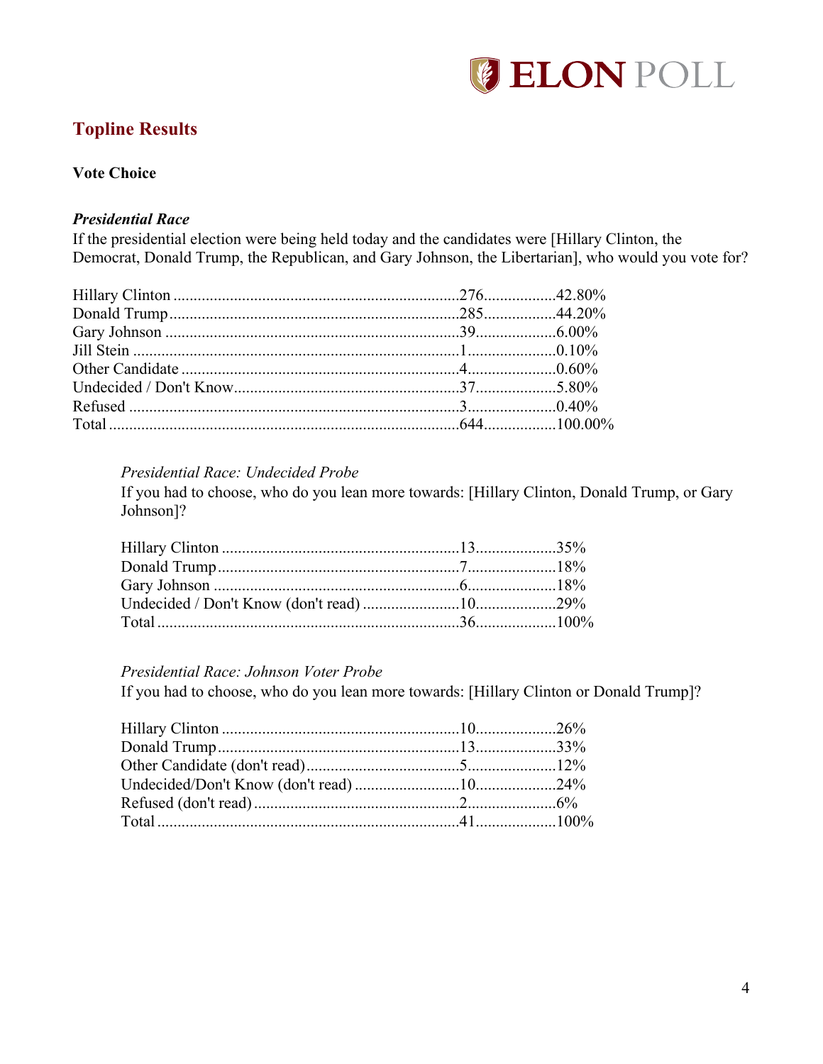## Topline Results

**Vote Choice**

***Presidential Race***

If the presidential election were being held today and the candidates were [Hillary Clinton, the Democrat, Donald Trump, the Republican, and Gary Johnson, the Libertarian], who would you vote for?

| Response | N | % |
|---|---|---|
| Hillary Clinton | 276 | 42.80% |
| Donald Trump | 285 | 44.20% |
| Gary Johnson | 39 | 6.00% |
| Jill Stein | 1 | 0.10% |
| Other Candidate | 4 | 0.60% |
| Undecided / Don't Know | 37 | 5.80% |
| Refused | 3 | 0.40% |
| Total | 644 | 100.00% |

*Presidential Race: Undecided Probe*

If you had to choose, who do you lean more towards: [Hillary Clinton, Donald Trump, or Gary Johnson]?

| Response | N | % |
|---|---|---|
| Hillary Clinton | 13 | 35% |
| Donald Trump | 7 | 18% |
| Gary Johnson | 6 | 18% |
| Undecided / Don't Know (don't read) | 10 | 29% |
| Total | 36 | 100% |

*Presidential Race: Johnson Voter Probe*

If you had to choose, who do you lean more towards: [Hillary Clinton or Donald Trump]?

| Response | N | % |
|---|---|---|
| Hillary Clinton | 10 | 26% |
| Donald Trump | 13 | 33% |
| Other Candidate (don't read) | 5 | 12% |
| Undecided/Don't Know (don't read) | 10 | 24% |
| Refused (don't read) | 2 | 6% |
| Total | 41 | 100% |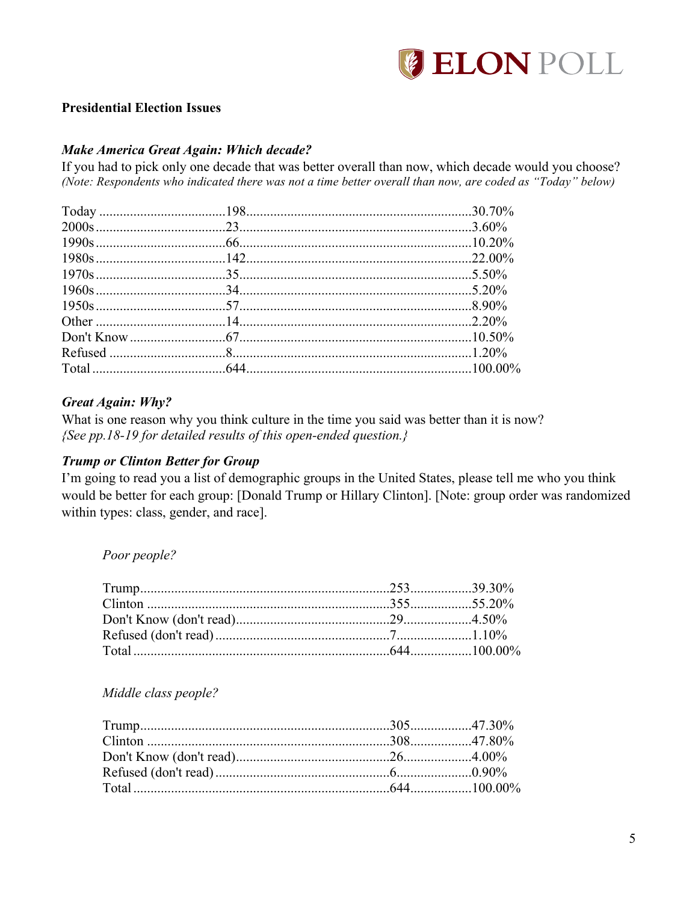## Presidential Election Issues

### *Make America Great Again: Which decade?*

If you had to pick only one decade that was better overall than now, which decade would you choose?
*(Note: Respondents who indicated there was not a time better overall than now, are coded as "Today" below)*

| | | |
|---|---|---|
| Today | 198 | 30.70% |
| 2000s | 23 | 3.60% |
| 1990s | 66 | 10.20% |
| 1980s | 142 | 22.00% |
| 1970s | 35 | 5.50% |
| 1960s | 34 | 5.20% |
| 1950s | 57 | 8.90% |
| Other | 14 | 2.20% |
| Don't Know | 67 | 10.50% |
| Refused | 8 | 1.20% |
| Total | 644 | 100.00% |

### *Great Again: Why?*

What is one reason why you think culture in the time you said was better than it is now?
*{See pp.18-19 for detailed results of this open-ended question.}*

### *Trump or Clinton Better for Group*

I'm going to read you a list of demographic groups in the United States, please tell me who you think would be better for each group: [Donald Trump or Hillary Clinton]. [Note: group order was randomized within types: class, gender, and race].

*Poor people?*

| | | |
|---|---|---|
| Trump | 253 | 39.30% |
| Clinton | 355 | 55.20% |
| Don't Know (don't read) | 29 | 4.50% |
| Refused (don't read) | 7 | 1.10% |
| Total | 644 | 100.00% |

*Middle class people?*

| | | |
|---|---|---|
| Trump | 305 | 47.30% |
| Clinton | 308 | 47.80% |
| Don't Know (don't read) | 26 | 4.00% |
| Refused (don't read) | 6 | 0.90% |
| Total | 644 | 100.00% |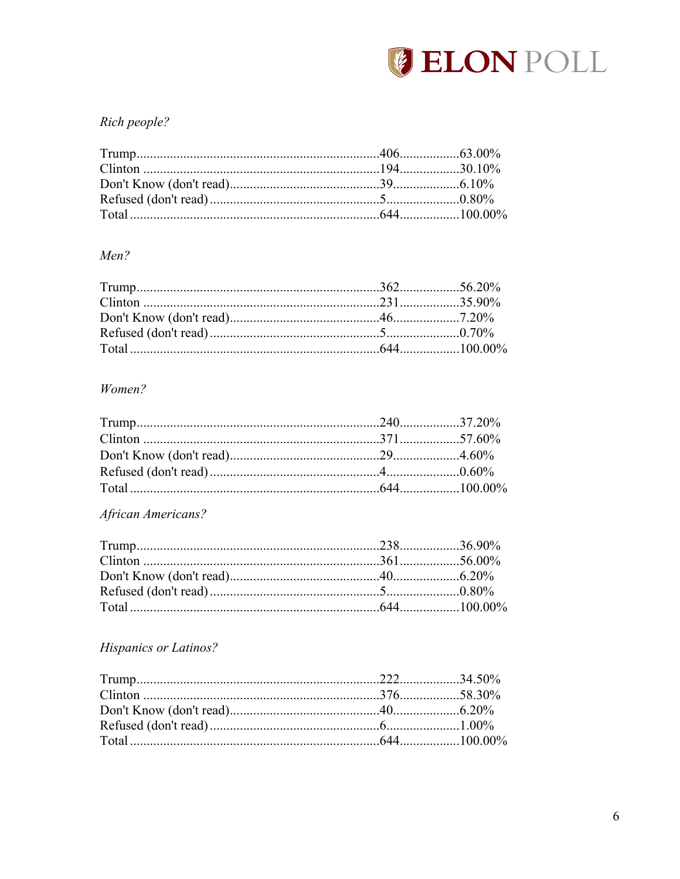*Rich people?*

| | | |
|---|---|---|
| Trump | 406 | 63.00% |
| Clinton | 194 | 30.10% |
| Don't Know (don't read) | 39 | 6.10% |
| Refused (don't read) | 5 | 0.80% |
| Total | 644 | 100.00% |

*Men?*

| | | |
|---|---|---|
| Trump | 362 | 56.20% |
| Clinton | 231 | 35.90% |
| Don't Know (don't read) | 46 | 7.20% |
| Refused (don't read) | 5 | 0.70% |
| Total | 644 | 100.00% |

*Women?*

| | | |
|---|---|---|
| Trump | 240 | 37.20% |
| Clinton | 371 | 57.60% |
| Don't Know (don't read) | 29 | 4.60% |
| Refused (don't read) | 4 | 0.60% |
| Total | 644 | 100.00% |

*African Americans?*

| | | |
|---|---|---|
| Trump | 238 | 36.90% |
| Clinton | 361 | 56.00% |
| Don't Know (don't read) | 40 | 6.20% |
| Refused (don't read) | 5 | 0.80% |
| Total | 644 | 100.00% |

*Hispanics or Latinos?*

| | | |
|---|---|---|
| Trump | 222 | 34.50% |
| Clinton | 376 | 58.30% |
| Don't Know (don't read) | 40 | 6.20% |
| Refused (don't read) | 6 | 1.00% |
| Total | 644 | 100.00% |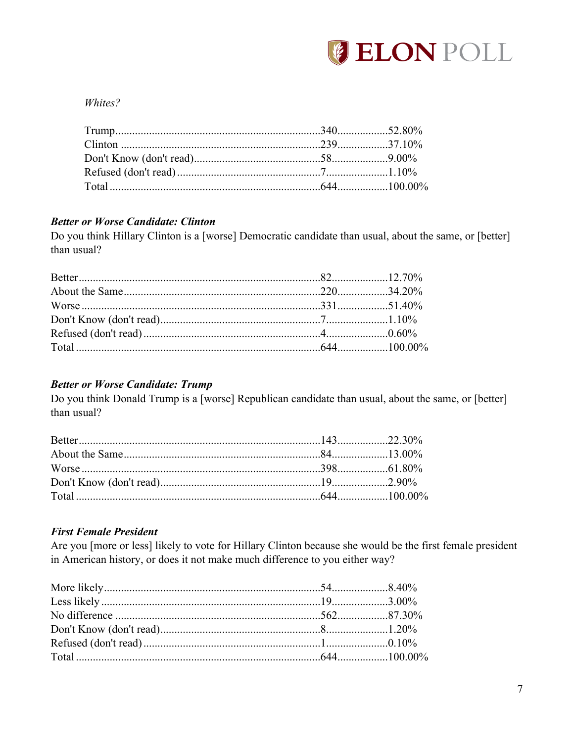*Whites?*

| | | |
|---|---|---|
| Trump | 340 | 52.80% |
| Clinton | 239 | 37.10% |
| Don't Know (don't read) | 58 | 9.00% |
| Refused (don't read) | 7 | 1.10% |
| Total | 644 | 100.00% |

***Better or Worse Candidate: Clinton***

Do you think Hillary Clinton is a [worse] Democratic candidate than usual, about the same, or [better] than usual?

| | | |
|---|---|---|
| Better | 82 | 12.70% |
| About the Same | 220 | 34.20% |
| Worse | 331 | 51.40% |
| Don't Know (don't read) | 7 | 1.10% |
| Refused (don't read) | 4 | 0.60% |
| Total | 644 | 100.00% |

***Better or Worse Candidate: Trump***

Do you think Donald Trump is a [worse] Republican candidate than usual, about the same, or [better] than usual?

| | | |
|---|---|---|
| Better | 143 | 22.30% |
| About the Same | 84 | 13.00% |
| Worse | 398 | 61.80% |
| Don't Know (don't read) | 19 | 2.90% |
| Total | 644 | 100.00% |

***First Female President***

Are you [more or less] likely to vote for Hillary Clinton because she would be the first female president in American history, or does it not make much difference to you either way?

| | | |
|---|---|---|
| More likely | 54 | 8.40% |
| Less likely | 19 | 3.00% |
| No difference | 562 | 87.30% |
| Don't Know (don't read) | 8 | 1.20% |
| Refused (don't read) | 1 | 0.10% |
| Total | 644 | 100.00% |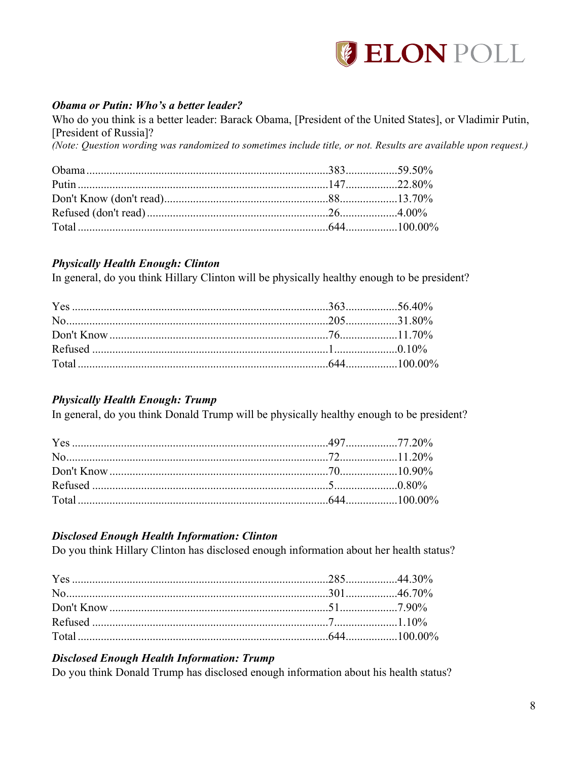### *Obama or Putin: Who's a better leader?*

Who do you think is a better leader: Barack Obama, [President of the United States], or Vladimir Putin, [President of Russia]?

*(Note: Question wording was randomized to sometimes include title, or not. Results are available upon request.)*

| | | |
|---|---|---|
| Obama | 383 | 59.50% |
| Putin | 147 | 22.80% |
| Don't Know (don't read) | 88 | 13.70% |
| Refused (don't read) | 26 | 4.00% |
| Total | 644 | 100.00% |

### *Physically Health Enough: Clinton*

In general, do you think Hillary Clinton will be physically healthy enough to be president?

| | | |
|---|---|---|
| Yes | 363 | 56.40% |
| No | 205 | 31.80% |
| Don't Know | 76 | 11.70% |
| Refused | 1 | 0.10% |
| Total | 644 | 100.00% |

### *Physically Health Enough: Trump*

In general, do you think Donald Trump will be physically healthy enough to be president?

| | | |
|---|---|---|
| Yes | 497 | 77.20% |
| No | 72 | 11.20% |
| Don't Know | 70 | 10.90% |
| Refused | 5 | 0.80% |
| Total | 644 | 100.00% |

### *Disclosed Enough Health Information: Clinton*

Do you think Hillary Clinton has disclosed enough information about her health status?

| | | |
|---|---|---|
| Yes | 285 | 44.30% |
| No | 301 | 46.70% |
| Don't Know | 51 | 7.90% |
| Refused | 7 | 1.10% |
| Total | 644 | 100.00% |

### *Disclosed Enough Health Information: Trump*

Do you think Donald Trump has disclosed enough information about his health status?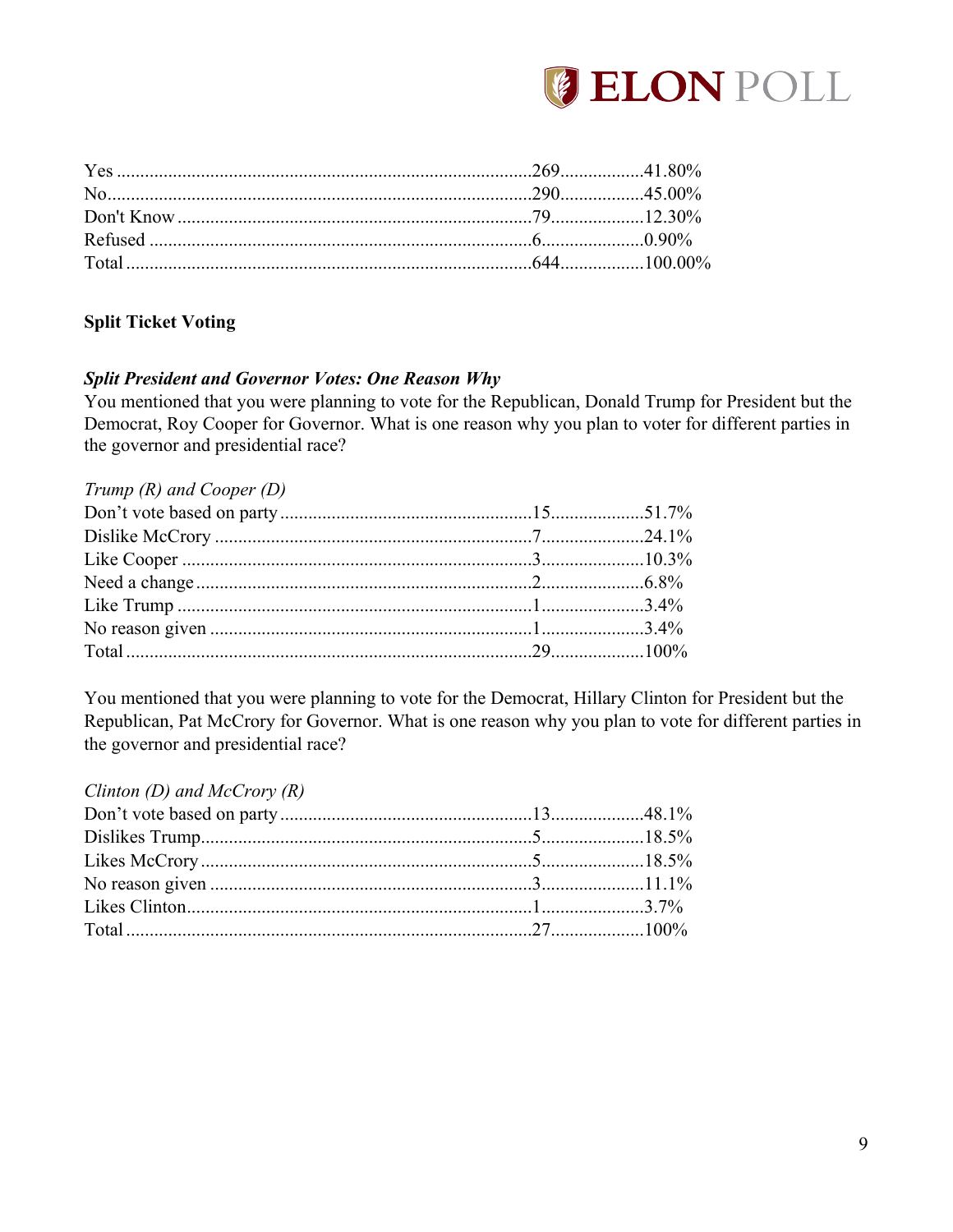| | | |
|---|---|---|
| Yes | 269 | 41.80% |
| No | 290 | 45.00% |
| Don't Know | 79 | 12.30% |
| Refused | 6 | 0.90% |
| Total | 644 | 100.00% |

**Split Ticket Voting**

***Split President and Governor Votes: One Reason Why***

You mentioned that you were planning to vote for the Republican, Donald Trump for President but the Democrat, Roy Cooper for Governor. What is one reason why you plan to voter for different parties in the governor and presidential race?

*Trump (R) and Cooper (D)*

| | | |
|---|---|---|
| Don't vote based on party | 15 | 51.7% |
| Dislike McCrory | 7 | 24.1% |
| Like Cooper | 3 | 10.3% |
| Need a change | 2 | 6.8% |
| Like Trump | 1 | 3.4% |
| No reason given | 1 | 3.4% |
| Total | 29 | 100% |

You mentioned that you were planning to vote for the Democrat, Hillary Clinton for President but the Republican, Pat McCrory for Governor. What is one reason why you plan to vote for different parties in the governor and presidential race?

*Clinton (D) and McCrory (R)*

| | | |
|---|---|---|
| Don't vote based on party | 13 | 48.1% |
| Dislikes Trump | 5 | 18.5% |
| Likes McCrory | 5 | 18.5% |
| No reason given | 3 | 11.1% |
| Likes Clinton | 1 | 3.7% |
| Total | 27 | 100% |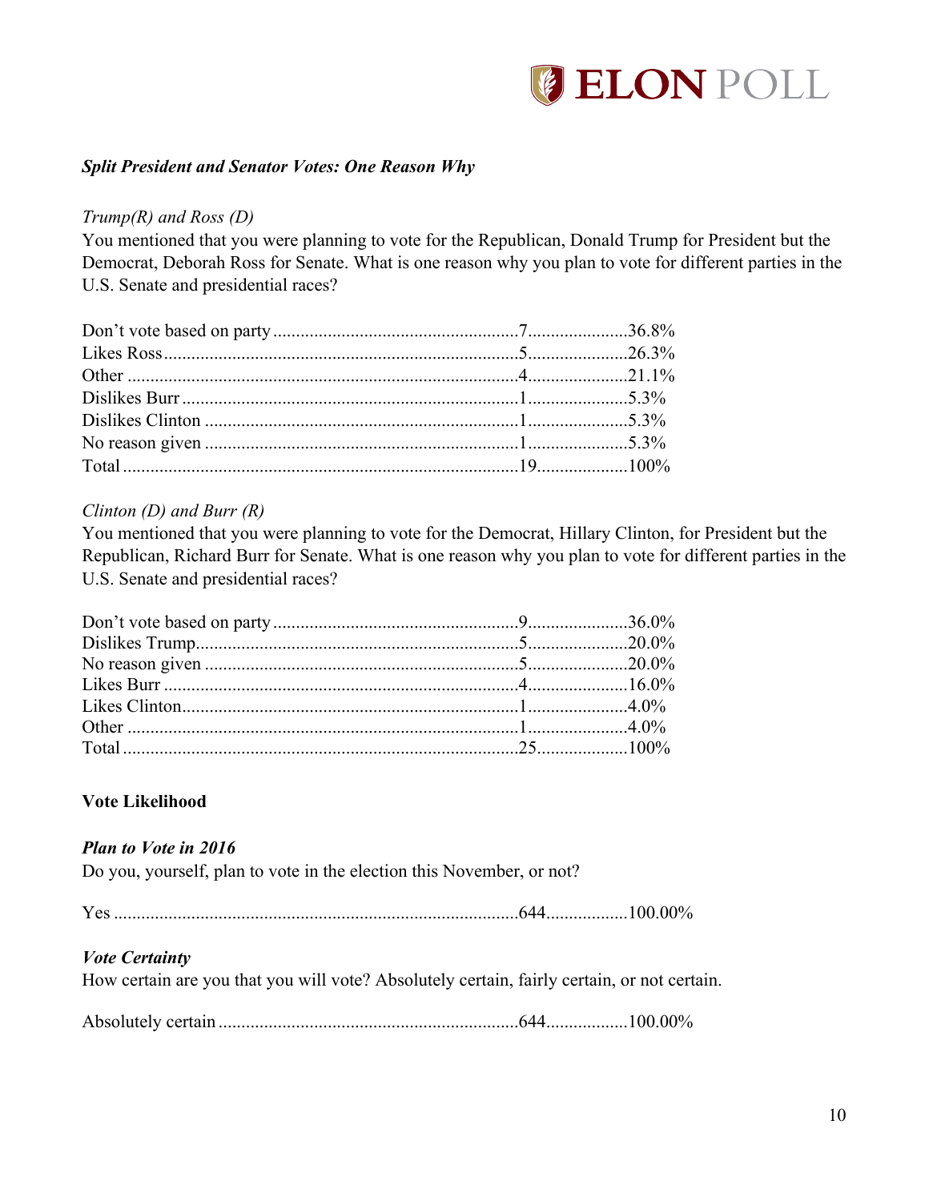### *Split President and Senator Votes: One Reason Why*

*Trump(R) and Ross (D)*

You mentioned that you were planning to vote for the Republican, Donald Trump for President but the Democrat, Deborah Ross for Senate. What is one reason why you plan to vote for different parties in the U.S. Senate and presidential races?

| | | |
|---|---|---|
| Don't vote based on party | 7 | 36.8% |
| Likes Ross | 5 | 26.3% |
| Other | 4 | 21.1% |
| Dislikes Burr | 1 | 5.3% |
| Dislikes Clinton | 1 | 5.3% |
| No reason given | 1 | 5.3% |
| Total | 19 | 100% |

*Clinton (D) and Burr (R)*

You mentioned that you were planning to vote for the Democrat, Hillary Clinton, for President but the Republican, Richard Burr for Senate. What is one reason why you plan to vote for different parties in the U.S. Senate and presidential races?

| | | |
|---|---|---|
| Don't vote based on party | 9 | 36.0% |
| Dislikes Trump | 5 | 20.0% |
| No reason given | 5 | 20.0% |
| Likes Burr | 4 | 16.0% |
| Likes Clinton | 1 | 4.0% |
| Other | 1 | 4.0% |
| Total | 25 | 100% |

## Vote Likelihood

### *Plan to Vote in 2016*

Do you, yourself, plan to vote in the election this November, or not?

| | | |
|---|---|---|
| Yes | 644 | 100.00% |

### *Vote Certainty*

How certain are you that you will vote? Absolutely certain, fairly certain, or not certain.

| | | |
|---|---|---|
| Absolutely certain | 644 | 100.00% |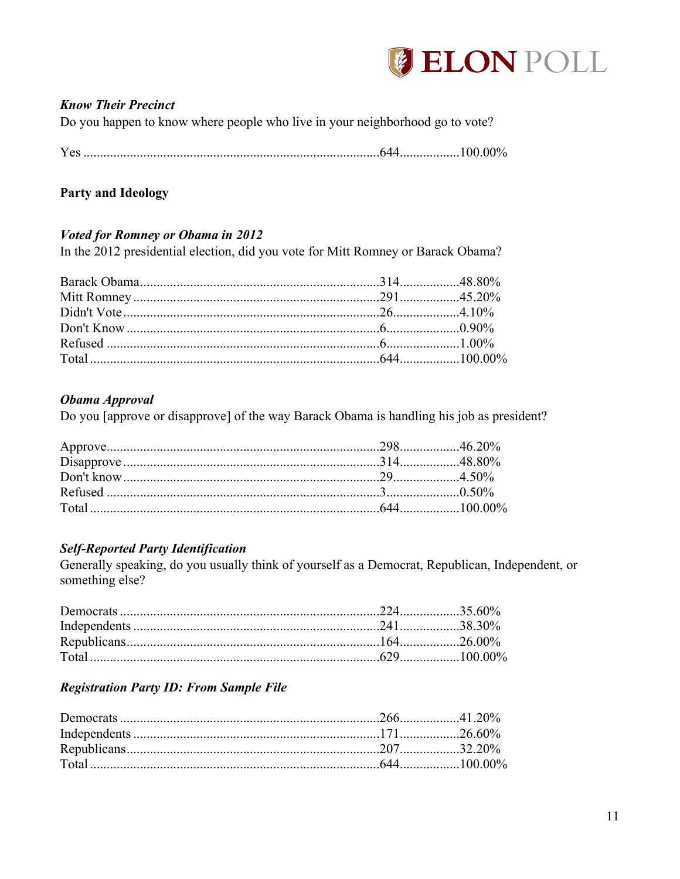### *Know Their Precinct*

Do you happen to know where people who live in your neighborhood go to vote?

| | | |
|---|---|---|
| Yes | 644 | 100.00% |

## Party and Ideology

### *Voted for Romney or Obama in 2012*

In the 2012 presidential election, did you vote for Mitt Romney or Barack Obama?

| | | |
|---|---|---|
| Barack Obama | 314 | 48.80% |
| Mitt Romney | 291 | 45.20% |
| Didn't Vote | 26 | 4.10% |
| Don't Know | 6 | 0.90% |
| Refused | 6 | 1.00% |
| Total | 644 | 100.00% |

### *Obama Approval*

Do you [approve or disapprove] of the way Barack Obama is handling his job as president?

| | | |
|---|---|---|
| Approve | 298 | 46.20% |
| Disapprove | 314 | 48.80% |
| Don't know | 29 | 4.50% |
| Refused | 3 | 0.50% |
| Total | 644 | 100.00% |

### *Self-Reported Party Identification*

Generally speaking, do you usually think of yourself as a Democrat, Republican, Independent, or something else?

| | | |
|---|---|---|
| Democrats | 224 | 35.60% |
| Independents | 241 | 38.30% |
| Republicans | 164 | 26.00% |
| Total | 629 | 100.00% |

### *Registration Party ID: From Sample File*

| | | |
|---|---|---|
| Democrats | 266 | 41.20% |
| Independents | 171 | 26.60% |
| Republicans | 207 | 32.20% |
| Total | 644 | 100.00% |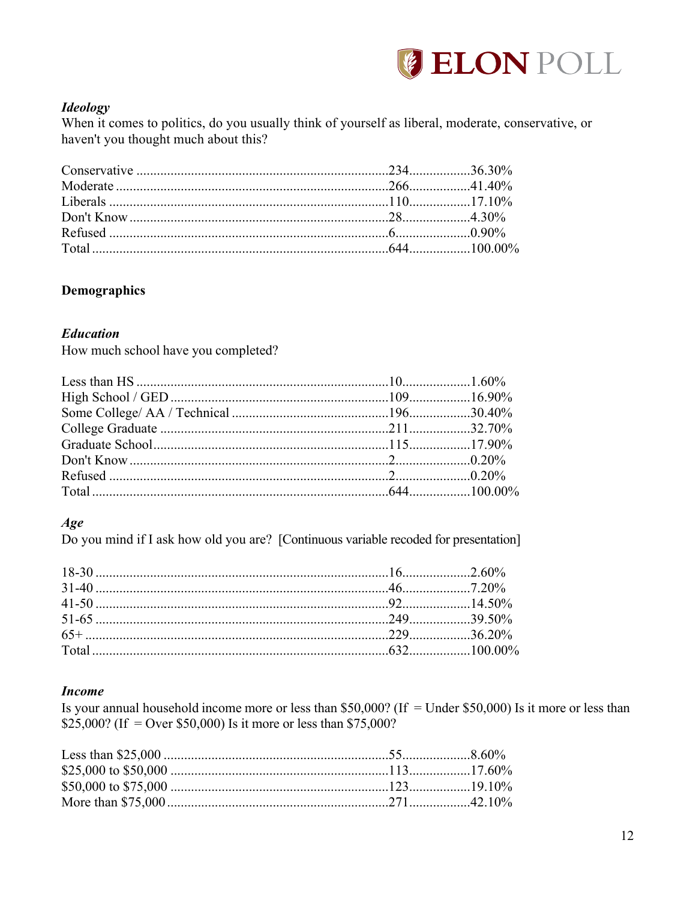### *Ideology*

When it comes to politics, do you usually think of yourself as liberal, moderate, conservative, or haven't you thought much about this?

| | | |
|---|---|---|
| Conservative | 234 | 36.30% |
| Moderate | 266 | 41.40% |
| Liberals | 110 | 17.10% |
| Don't Know | 28 | 4.30% |
| Refused | 6 | 0.90% |
| Total | 644 | 100.00% |

## Demographics

### *Education*

How much school have you completed?

| | | |
|---|---|---|
| Less than HS | 10 | 1.60% |
| High School / GED | 109 | 16.90% |
| Some College/ AA / Technical | 196 | 30.40% |
| College Graduate | 211 | 32.70% |
| Graduate School | 115 | 17.90% |
| Don't Know | 2 | 0.20% |
| Refused | 2 | 0.20% |
| Total | 644 | 100.00% |

### *Age*

Do you mind if I ask how old you are? [Continuous variable recoded for presentation]

| | | |
|---|---|---|
| 18-30 | 16 | 2.60% |
| 31-40 | 46 | 7.20% |
| 41-50 | 92 | 14.50% |
| 51-65 | 249 | 39.50% |
| 65+ | 229 | 36.20% |
| Total | 632 | 100.00% |

### *Income*

Is your annual household income more or less than $50,000? (If = Under $50,000) Is it more or less than $25,000? (If = Over $50,000) Is it more or less than $75,000?

| | | |
|---|---|---|
| Less than $25,000 | 55 | 8.60% |
| $25,000 to $50,000 | 113 | 17.60% |
| $50,000 to $75,000 | 123 | 19.10% |
| More than $75,000 | 271 | 42.10% |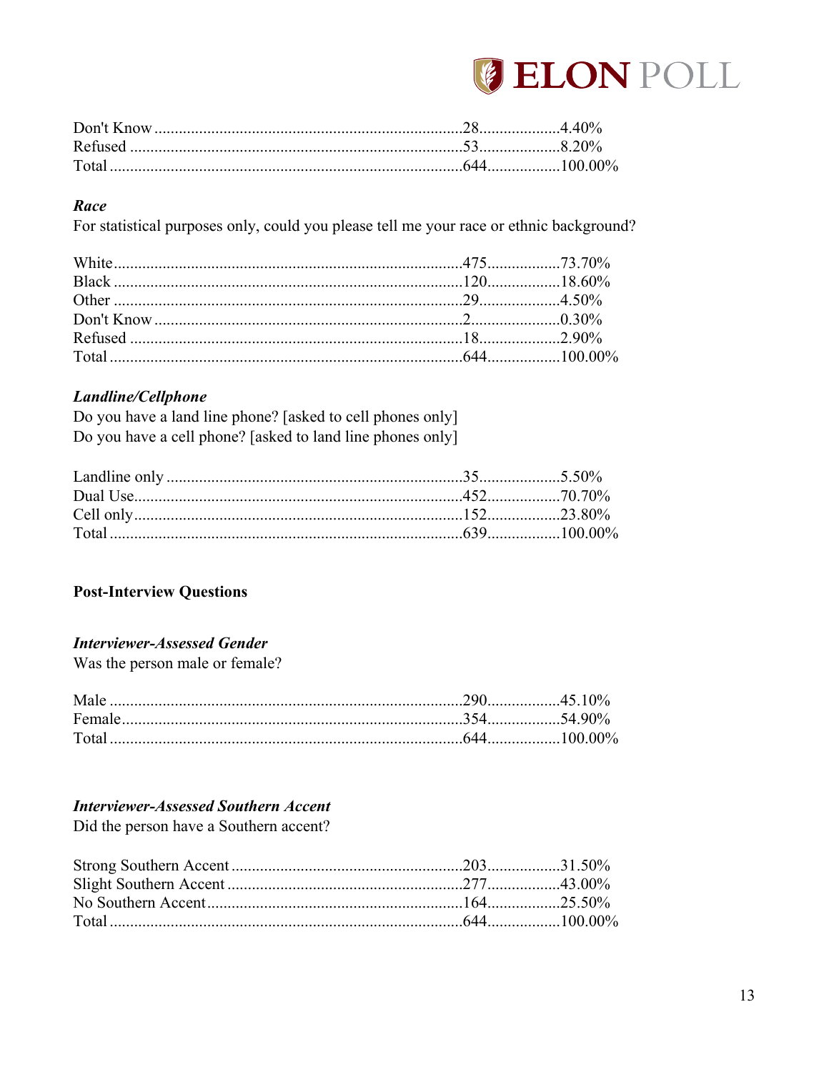| | | |
|---|---|---|
| Don't Know | 28 | 4.40% |
| Refused | 53 | 8.20% |
| Total | 644 | 100.00% |

***Race***

For statistical purposes only, could you please tell me your race or ethnic background?

| | | |
|---|---|---|
| White | 475 | 73.70% |
| Black | 120 | 18.60% |
| Other | 29 | 4.50% |
| Don't Know | 2 | 0.30% |
| Refused | 18 | 2.90% |
| Total | 644 | 100.00% |

***Landline/Cellphone***

Do you have a land line phone? [asked to cell phones only]
Do you have a cell phone? [asked to land line phones only]

| | | |
|---|---|---|
| Landline only | 35 | 5.50% |
| Dual Use | 452 | 70.70% |
| Cell only | 152 | 23.80% |
| Total | 639 | 100.00% |

**Post-Interview Questions**

***Interviewer-Assessed Gender***

Was the person male or female?

| | | |
|---|---|---|
| Male | 290 | 45.10% |
| Female | 354 | 54.90% |
| Total | 644 | 100.00% |

***Interviewer-Assessed Southern Accent***

Did the person have a Southern accent?

| | | |
|---|---|---|
| Strong Southern Accent | 203 | 31.50% |
| Slight Southern Accent | 277 | 43.00% |
| No Southern Accent | 164 | 25.50% |
| Total | 644 | 100.00% |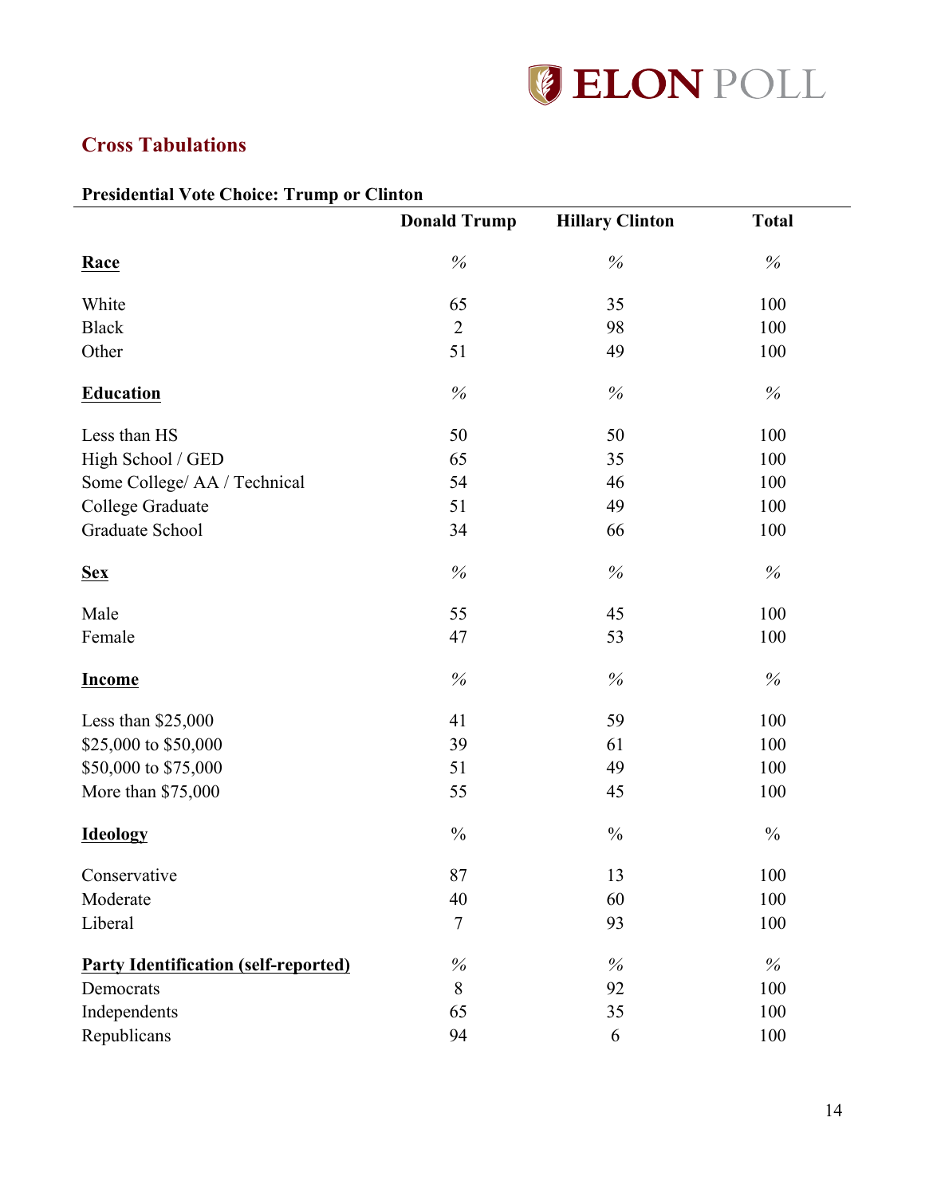## Cross Tabulations

**Presidential Vote Choice: Trump or Clinton**

| | Donald Trump | Hillary Clinton | Total |
|---|---|---|---|
| **Race** | % | % | % |
| White | 65 | 35 | 100 |
| Black | 2 | 98 | 100 |
| Other | 51 | 49 | 100 |
| **Education** | % | % | % |
| Less than HS | 50 | 50 | 100 |
| High School / GED | 65 | 35 | 100 |
| Some College/ AA / Technical | 54 | 46 | 100 |
| College Graduate | 51 | 49 | 100 |
| Graduate School | 34 | 66 | 100 |
| **Sex** | % | % | % |
| Male | 55 | 45 | 100 |
| Female | 47 | 53 | 100 |
| **Income** | % | % | % |
| Less than $25,000 | 41 | 59 | 100 |
| $25,000 to $50,000 | 39 | 61 | 100 |
| $50,000 to $75,000 | 51 | 49 | 100 |
| More than $75,000 | 55 | 45 | 100 |
| **Ideology** | % | % | % |
| Conservative | 87 | 13 | 100 |
| Moderate | 40 | 60 | 100 |
| Liberal | 7 | 93 | 100 |
| **Party Identification (self-reported)** | % | % | % |
| Democrats | 8 | 92 | 100 |
| Independents | 65 | 35 | 100 |
| Republicans | 94 | 6 | 100 |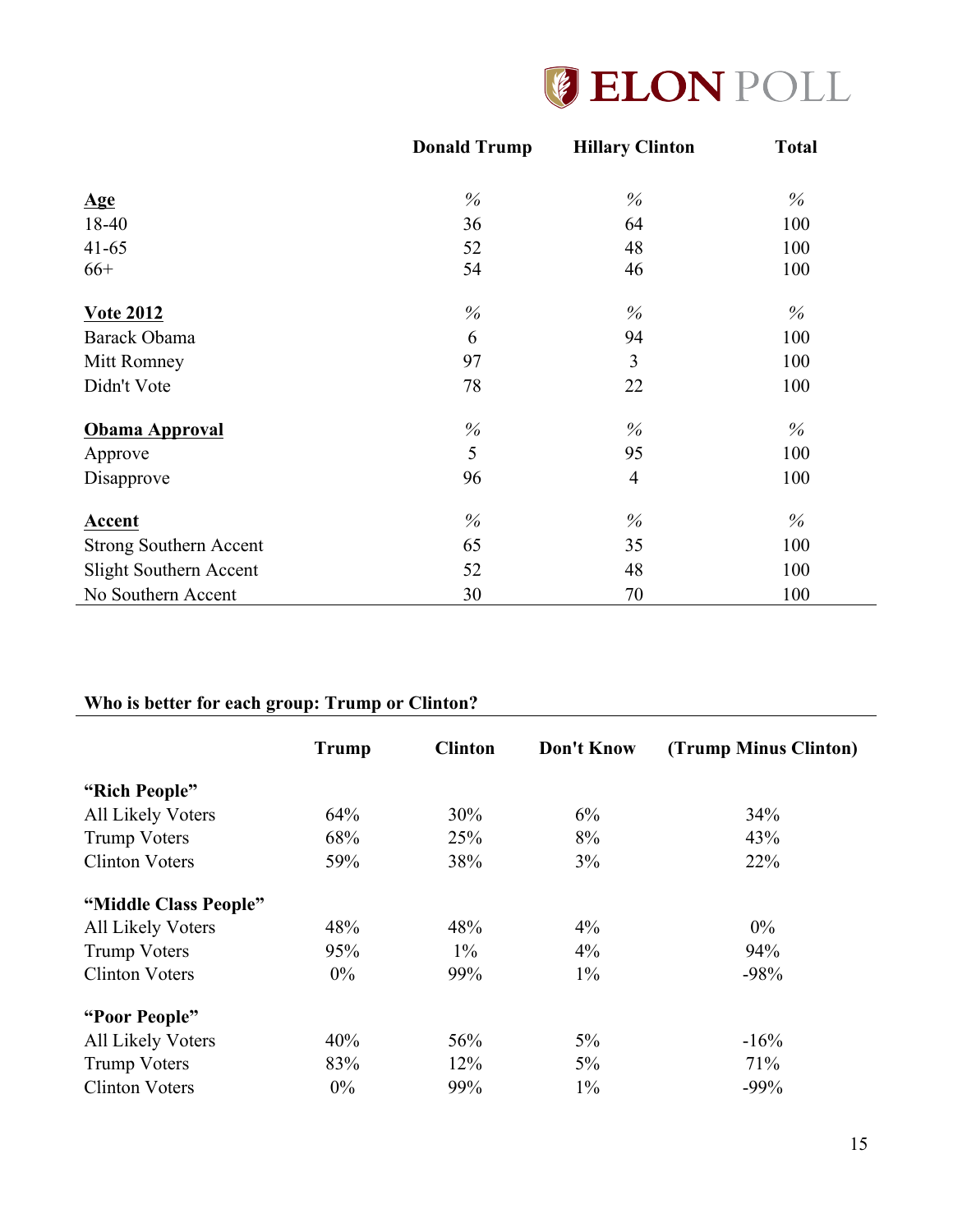| | Donald Trump | Hillary Clinton | Total |
|---|---|---|---|
| **Age** | % | % | % |
| 18-40 | 36 | 64 | 100 |
| 41-65 | 52 | 48 | 100 |
| 66+ | 54 | 46 | 100 |
| **Vote 2012** | % | % | % |
| Barack Obama | 6 | 94 | 100 |
| Mitt Romney | 97 | 3 | 100 |
| Didn't Vote | 78 | 22 | 100 |
| **Obama Approval** | % | % | % |
| Approve | 5 | 95 | 100 |
| Disapprove | 96 | 4 | 100 |
| **Accent** | % | % | % |
| Strong Southern Accent | 65 | 35 | 100 |
| Slight Southern Accent | 52 | 48 | 100 |
| No Southern Accent | 30 | 70 | 100 |

**Who is better for each group: Trump or Clinton?**

| | Trump | Clinton | Don't Know | (Trump Minus Clinton) |
|---|---|---|---|---|
| **"Rich People"** | | | | |
| All Likely Voters | 64% | 30% | 6% | 34% |
| Trump Voters | 68% | 25% | 8% | 43% |
| Clinton Voters | 59% | 38% | 3% | 22% |
| **"Middle Class People"** | | | | |
| All Likely Voters | 48% | 48% | 4% | 0% |
| Trump Voters | 95% | 1% | 4% | 94% |
| Clinton Voters | 0% | 99% | 1% | -98% |
| **"Poor People"** | | | | |
| All Likely Voters | 40% | 56% | 5% | -16% |
| Trump Voters | 83% | 12% | 5% | 71% |
| Clinton Voters | 0% | 99% | 1% | -99% |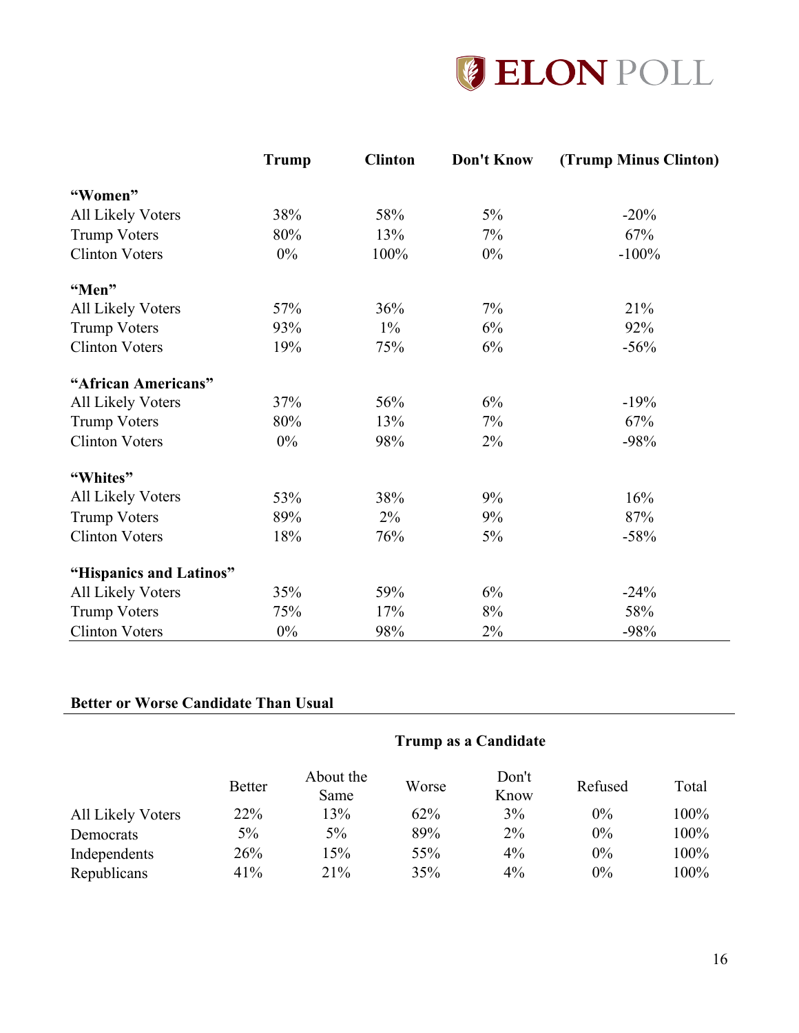| | Trump | Clinton | Don't Know | (Trump Minus Clinton) |
|---|---|---|---|---|
| **"Women"** | | | | |
| All Likely Voters | 38% | 58% | 5% | -20% |
| Trump Voters | 80% | 13% | 7% | 67% |
| Clinton Voters | 0% | 100% | 0% | -100% |
| **"Men"** | | | | |
| All Likely Voters | 57% | 36% | 7% | 21% |
| Trump Voters | 93% | 1% | 6% | 92% |
| Clinton Voters | 19% | 75% | 6% | -56% |
| **"African Americans"** | | | | |
| All Likely Voters | 37% | 56% | 6% | -19% |
| Trump Voters | 80% | 13% | 7% | 67% |
| Clinton Voters | 0% | 98% | 2% | -98% |
| **"Whites"** | | | | |
| All Likely Voters | 53% | 38% | 9% | 16% |
| Trump Voters | 89% | 2% | 9% | 87% |
| Clinton Voters | 18% | 76% | 5% | -58% |
| **"Hispanics and Latinos"** | | | | |
| All Likely Voters | 35% | 59% | 6% | -24% |
| Trump Voters | 75% | 17% | 8% | 58% |
| Clinton Voters | 0% | 98% | 2% | -98% |

**Better or Worse Candidate Than Usual**

| | Trump as a Candidate | | | | | |
|---|---|---|---|---|---|---|
| | Better | About the Same | Worse | Don't Know | Refused | Total |
| All Likely Voters | 22% | 13% | 62% | 3% | 0% | 100% |
| Democrats | 5% | 5% | 89% | 2% | 0% | 100% |
| Independents | 26% | 15% | 55% | 4% | 0% | 100% |
| Republicans | 41% | 21% | 35% | 4% | 0% | 100% |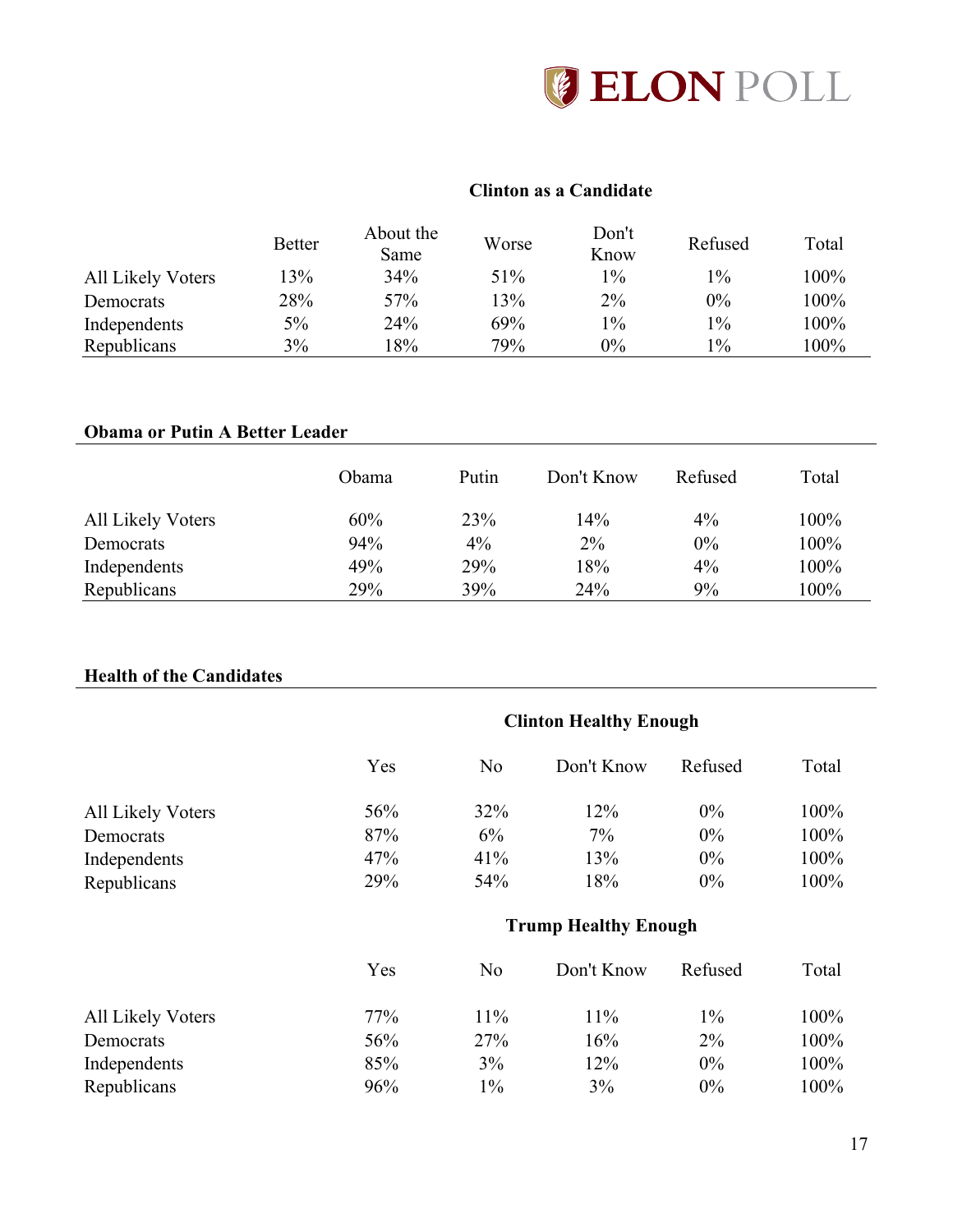### Clinton as a Candidate

| | Better | About the Same | Worse | Don't Know | Refused | Total |
|---|---|---|---|---|---|---|
| All Likely Voters | 13% | 34% | 51% | 1% | 1% | 100% |
| Democrats | 28% | 57% | 13% | 2% | 0% | 100% |
| Independents | 5% | 24% | 69% | 1% | 1% | 100% |
| Republicans | 3% | 18% | 79% | 0% | 1% | 100% |

### Obama or Putin A Better Leader

| | Obama | Putin | Don't Know | Refused | Total |
|---|---|---|---|---|---|
| All Likely Voters | 60% | 23% | 14% | 4% | 100% |
| Democrats | 94% | 4% | 2% | 0% | 100% |
| Independents | 49% | 29% | 18% | 4% | 100% |
| Republicans | 29% | 39% | 24% | 9% | 100% |

### Health of the Candidates

#### Clinton Healthy Enough

| | Yes | No | Don't Know | Refused | Total |
|---|---|---|---|---|---|
| All Likely Voters | 56% | 32% | 12% | 0% | 100% |
| Democrats | 87% | 6% | 7% | 0% | 100% |
| Independents | 47% | 41% | 13% | 0% | 100% |
| Republicans | 29% | 54% | 18% | 0% | 100% |

#### Trump Healthy Enough

| | Yes | No | Don't Know | Refused | Total |
|---|---|---|---|---|---|
| All Likely Voters | 77% | 11% | 11% | 1% | 100% |
| Democrats | 56% | 27% | 16% | 2% | 100% |
| Independents | 85% | 3% | 12% | 0% | 100% |
| Republicans | 96% | 1% | 3% | 0% | 100% |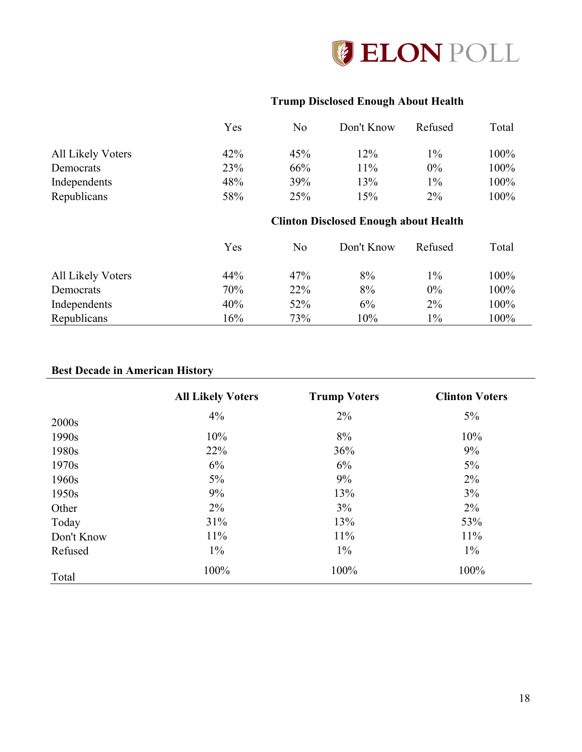**Trump Disclosed Enough About Health**

| | Yes | No | Don't Know | Refused | Total |
|---|---|---|---|---|---|
| All Likely Voters | 42% | 45% | 12% | 1% | 100% |
| Democrats | 23% | 66% | 11% | 0% | 100% |
| Independents | 48% | 39% | 13% | 1% | 100% |
| Republicans | 58% | 25% | 15% | 2% | 100% |

**Clinton Disclosed Enough about Health**

| | Yes | No | Don't Know | Refused | Total |
|---|---|---|---|---|---|
| All Likely Voters | 44% | 47% | 8% | 1% | 100% |
| Democrats | 70% | 22% | 8% | 0% | 100% |
| Independents | 40% | 52% | 6% | 2% | 100% |
| Republicans | 16% | 73% | 10% | 1% | 100% |

**Best Decade in American History**

| | **All Likely Voters** | **Trump Voters** | **Clinton Voters** |
|---|---|---|---|
| 2000s | 4% | 2% | 5% |
| 1990s | 10% | 8% | 10% |
| 1980s | 22% | 36% | 9% |
| 1970s | 6% | 6% | 5% |
| 1960s | 5% | 9% | 2% |
| 1950s | 9% | 13% | 3% |
| Other | 2% | 3% | 2% |
| Today | 31% | 13% | 53% |
| Don't Know | 11% | 11% | 11% |
| Refused | 1% | 1% | 1% |
| Total | 100% | 100% | 100% |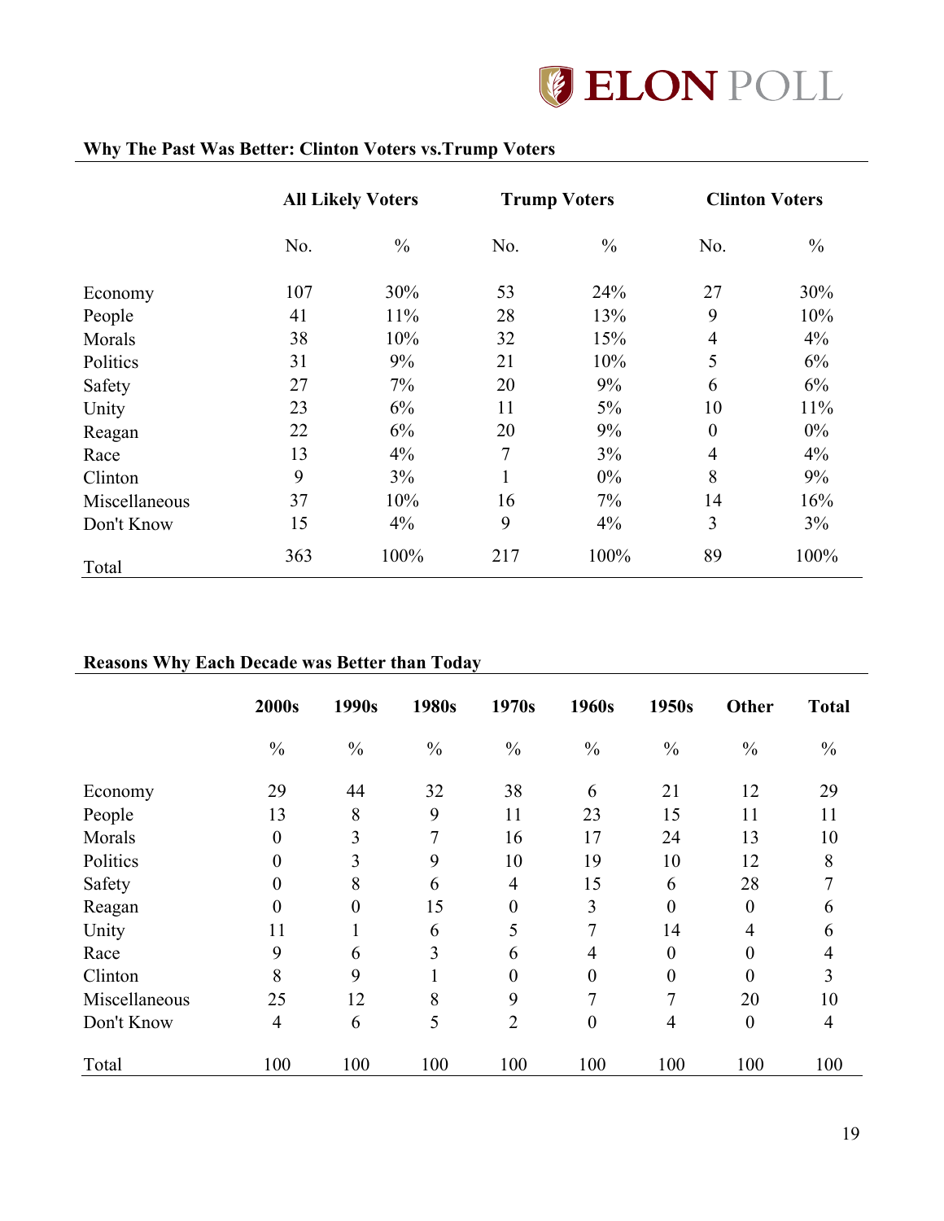## Why The Past Was Better: Clinton Voters vs.Trump Voters

| | All Likely Voters | | Trump Voters | | Clinton Voters | |
|---|---|---|---|---|---|---|
| | No. | % | No. | % | No. | % |
| Economy | 107 | 30% | 53 | 24% | 27 | 30% |
| People | 41 | 11% | 28 | 13% | 9 | 10% |
| Morals | 38 | 10% | 32 | 15% | 4 | 4% |
| Politics | 31 | 9% | 21 | 10% | 5 | 6% |
| Safety | 27 | 7% | 20 | 9% | 6 | 6% |
| Unity | 23 | 6% | 11 | 5% | 10 | 11% |
| Reagan | 22 | 6% | 20 | 9% | 0 | 0% |
| Race | 13 | 4% | 7 | 3% | 4 | 4% |
| Clinton | 9 | 3% | 1 | 0% | 8 | 9% |
| Miscellaneous | 37 | 10% | 16 | 7% | 14 | 16% |
| Don't Know | 15 | 4% | 9 | 4% | 3 | 3% |
| Total | 363 | 100% | 217 | 100% | 89 | 100% |

## Reasons Why Each Decade was Better than Today

| | 2000s | 1990s | 1980s | 1970s | 1960s | 1950s | Other | Total |
|---|---|---|---|---|---|---|---|---|
| | % | % | % | % | % | % | % | % |
| Economy | 29 | 44 | 32 | 38 | 6 | 21 | 12 | 29 |
| People | 13 | 8 | 9 | 11 | 23 | 15 | 11 | 11 |
| Morals | 0 | 3 | 7 | 16 | 17 | 24 | 13 | 10 |
| Politics | 0 | 3 | 9 | 10 | 19 | 10 | 12 | 8 |
| Safety | 0 | 8 | 6 | 4 | 15 | 6 | 28 | 7 |
| Reagan | 0 | 0 | 15 | 0 | 3 | 0 | 0 | 6 |
| Unity | 11 | 1 | 6 | 5 | 7 | 14 | 4 | 6 |
| Race | 9 | 6 | 3 | 6 | 4 | 0 | 0 | 4 |
| Clinton | 8 | 9 | 1 | 0 | 0 | 0 | 0 | 3 |
| Miscellaneous | 25 | 12 | 8 | 9 | 7 | 7 | 20 | 10 |
| Don't Know | 4 | 6 | 5 | 2 | 0 | 4 | 0 | 4 |
| Total | 100 | 100 | 100 | 100 | 100 | 100 | 100 | 100 |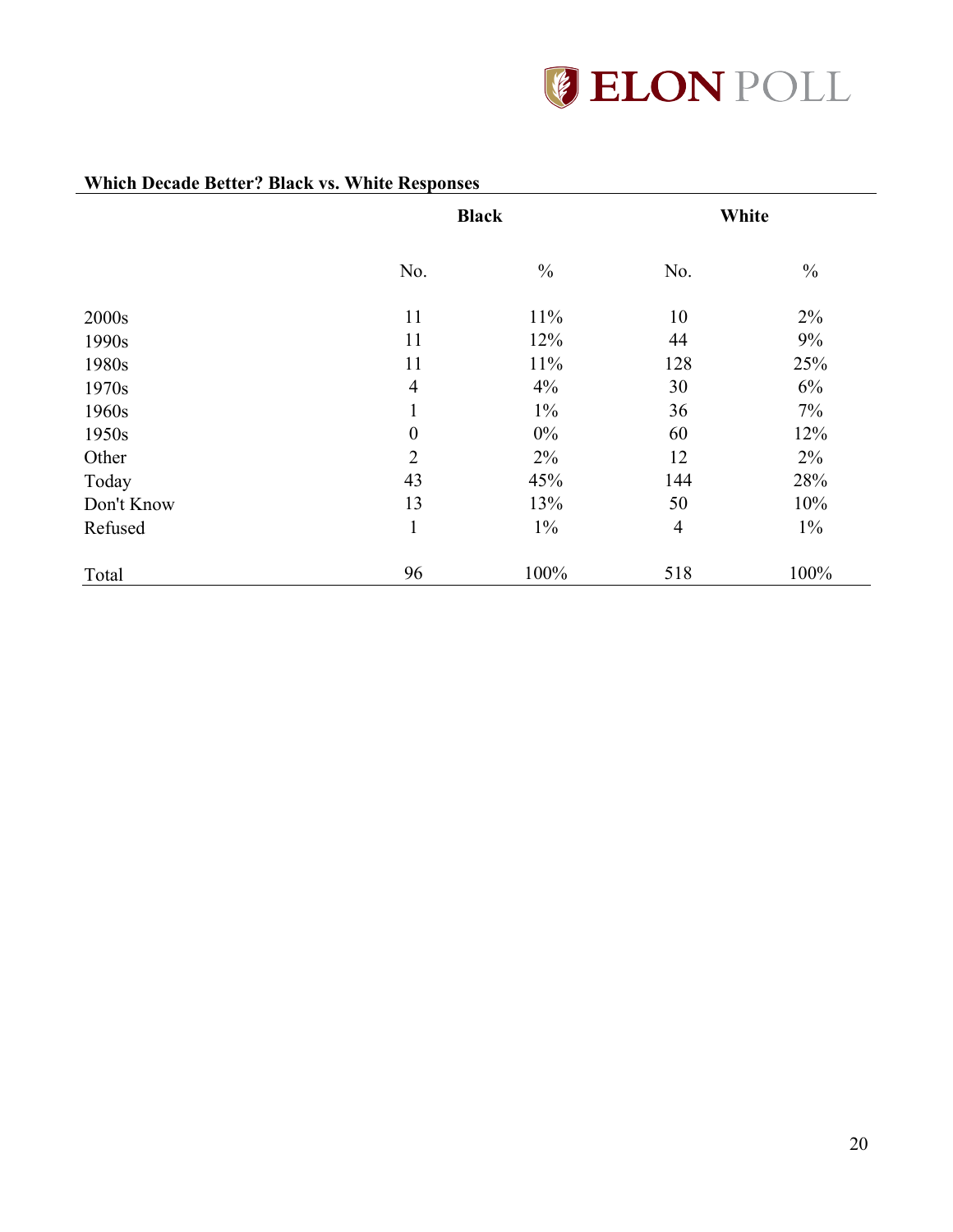**Which Decade Better? Black vs. White Responses**

| | Black | | White | |
|---|---|---|---|---|
| | No. | % | No. | % |
| 2000s | 11 | 11% | 10 | 2% |
| 1990s | 11 | 12% | 44 | 9% |
| 1980s | 11 | 11% | 128 | 25% |
| 1970s | 4 | 4% | 30 | 6% |
| 1960s | 1 | 1% | 36 | 7% |
| 1950s | 0 | 0% | 60 | 12% |
| Other | 2 | 2% | 12 | 2% |
| Today | 43 | 45% | 144 | 28% |
| Don't Know | 13 | 13% | 50 | 10% |
| Refused | 1 | 1% | 4 | 1% |
| Total | 96 | 100% | 518 | 100% |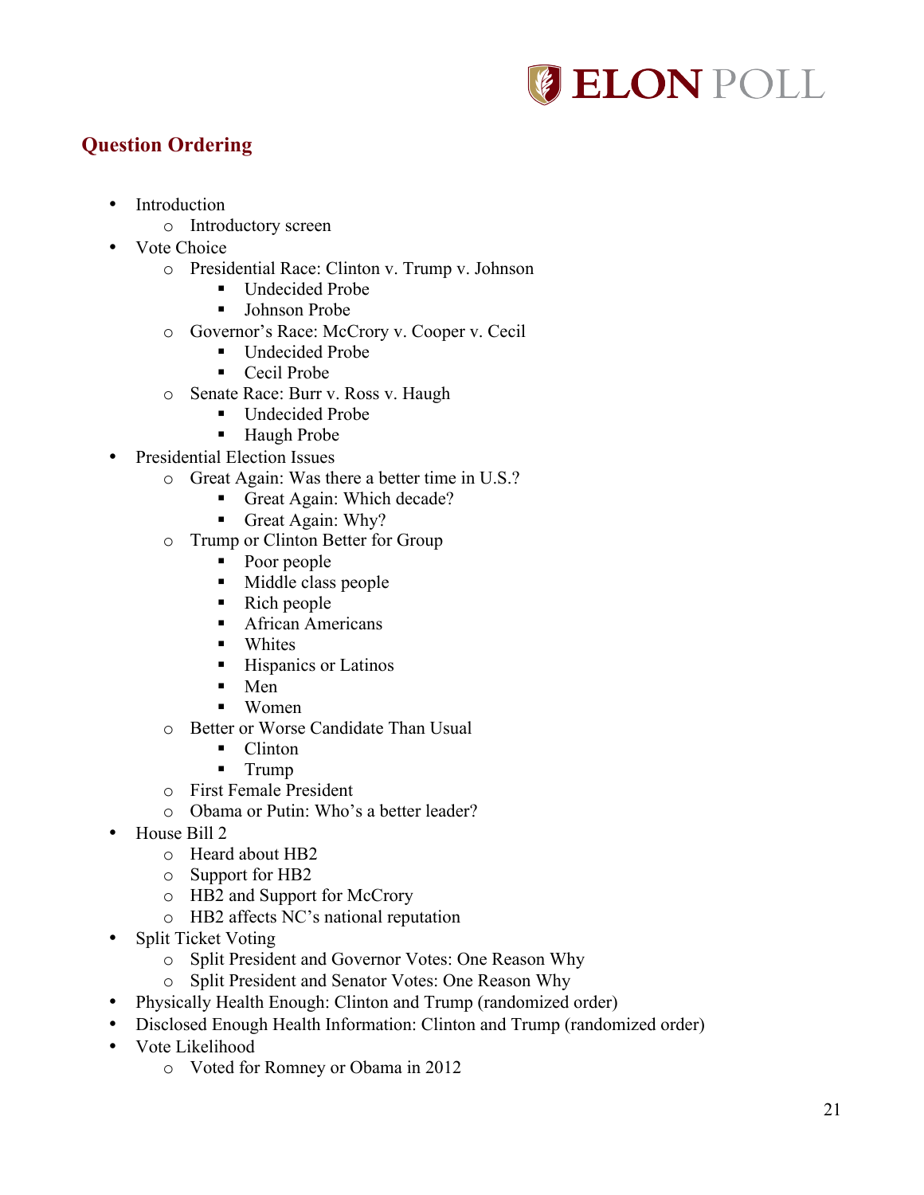## Question Ordering

- Introduction
  - Introductory screen
- Vote Choice
  - Presidential Race: Clinton v. Trump v. Johnson
    - Undecided Probe
    - Johnson Probe
  - Governor's Race: McCrory v. Cooper v. Cecil
    - Undecided Probe
    - Cecil Probe
  - Senate Race: Burr v. Ross v. Haugh
    - Undecided Probe
    - Haugh Probe
- Presidential Election Issues
  - Great Again: Was there a better time in U.S.?
    - Great Again: Which decade?
    - Great Again: Why?
  - Trump or Clinton Better for Group
    - Poor people
    - Middle class people
    - Rich people
    - African Americans
    - Whites
    - Hispanics or Latinos
    - Men
    - Women
  - Better or Worse Candidate Than Usual
    - Clinton
    - Trump
  - First Female President
  - Obama or Putin: Who's a better leader?
- House Bill 2
  - Heard about HB2
  - Support for HB2
  - HB2 and Support for McCrory
  - HB2 affects NC's national reputation
- Split Ticket Voting
  - Split President and Governor Votes: One Reason Why
  - Split President and Senator Votes: One Reason Why
- Physically Health Enough: Clinton and Trump (randomized order)
- Disclosed Enough Health Information: Clinton and Trump (randomized order)
- Vote Likelihood
  - Voted for Romney or Obama in 2012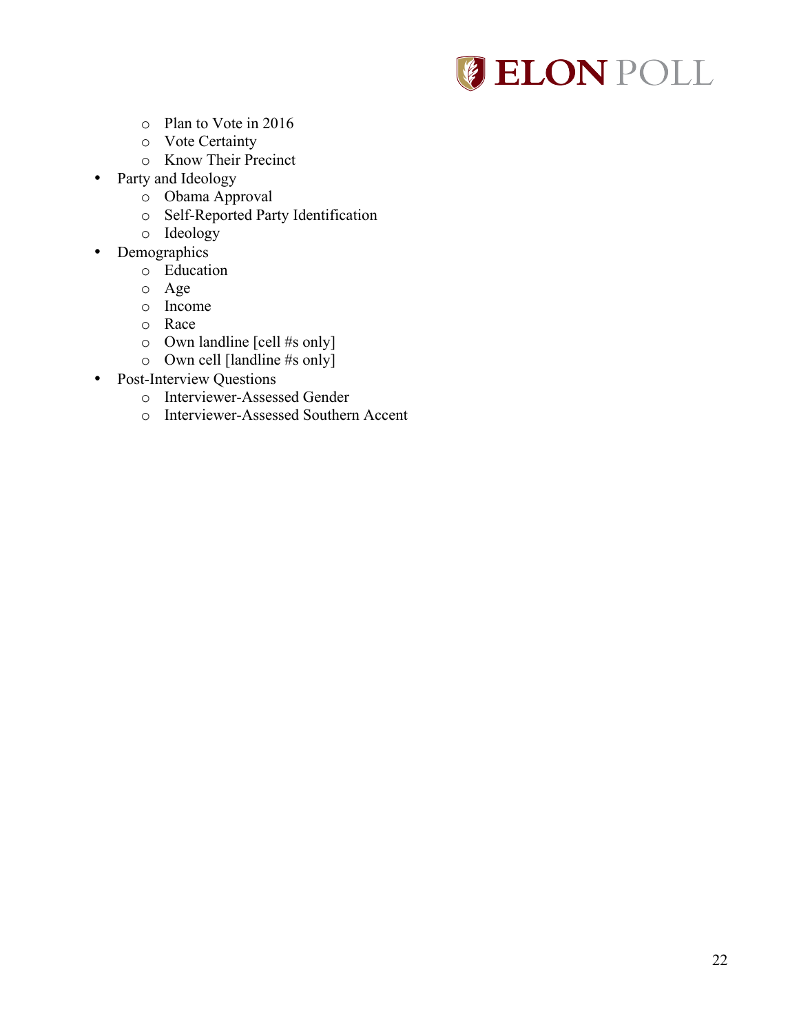- Plan to Vote in 2016
  - Vote Certainty
  - Know Their Precinct
- Party and Ideology
  - Obama Approval
  - Self-Reported Party Identification
  - Ideology
- Demographics
  - Education
  - Age
  - Income
  - Race
  - Own landline [cell #s only]
  - Own cell [landline #s only]
- Post-Interview Questions
  - Interviewer-Assessed Gender
  - Interviewer-Assessed Southern Accent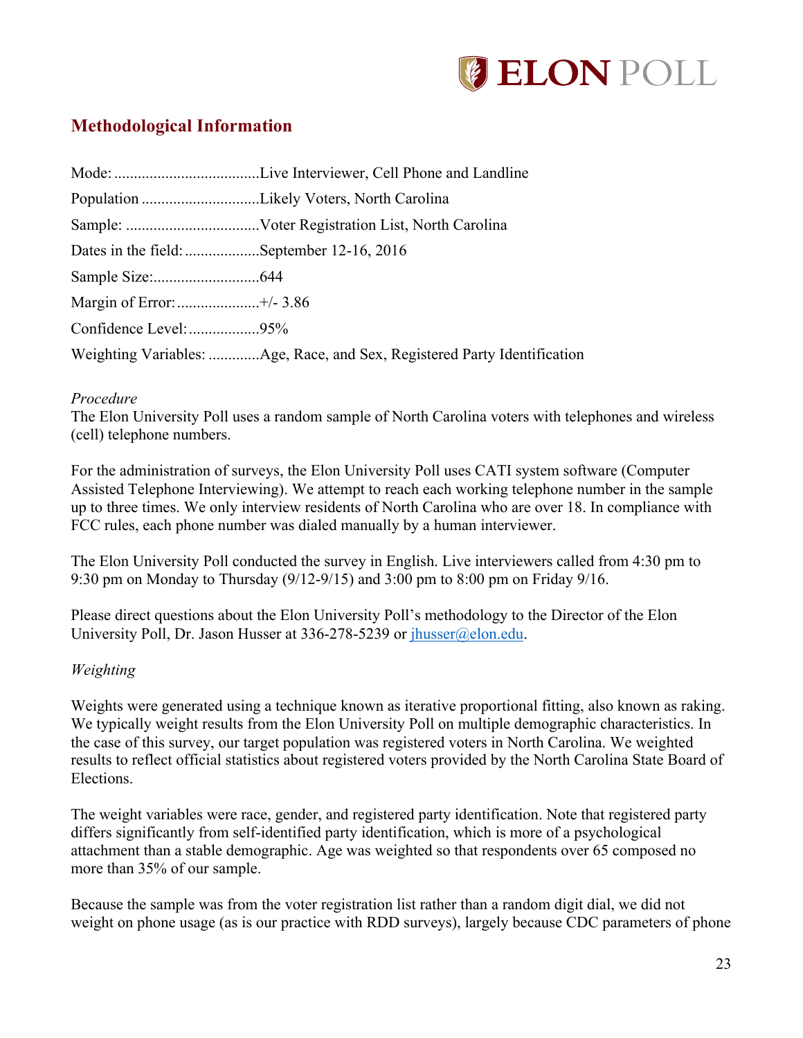## Methodological Information

Mode: .....................................Live Interviewer, Cell Phone and Landline

Population ..............................Likely Voters, North Carolina

Sample: ..................................Voter Registration List, North Carolina

Dates in the field: ...................September 12-16, 2016

Sample Size:...........................644

Margin of Error: .....................+/- 3.86

Confidence Level: ..................95%

Weighting Variables: .............Age, Race, and Sex, Registered Party Identification

*Procedure*

The Elon University Poll uses a random sample of North Carolina voters with telephones and wireless (cell) telephone numbers.

For the administration of surveys, the Elon University Poll uses CATI system software (Computer Assisted Telephone Interviewing). We attempt to reach each working telephone number in the sample up to three times. We only interview residents of North Carolina who are over 18. In compliance with FCC rules, each phone number was dialed manually by a human interviewer.

The Elon University Poll conducted the survey in English. Live interviewers called from 4:30 pm to 9:30 pm on Monday to Thursday (9/12-9/15) and 3:00 pm to 8:00 pm on Friday 9/16.

Please direct questions about the Elon University Poll's methodology to the Director of the Elon University Poll, Dr. Jason Husser at 336-278-5239 or jhusser@elon.edu.

*Weighting*

Weights were generated using a technique known as iterative proportional fitting, also known as raking. We typically weight results from the Elon University Poll on multiple demographic characteristics. In the case of this survey, our target population was registered voters in North Carolina. We weighted results to reflect official statistics about registered voters provided by the North Carolina State Board of Elections.

The weight variables were race, gender, and registered party identification. Note that registered party differs significantly from self-identified party identification, which is more of a psychological attachment than a stable demographic. Age was weighted so that respondents over 65 composed no more than 35% of our sample.

Because the sample was from the voter registration list rather than a random digit dial, we did not weight on phone usage (as is our practice with RDD surveys), largely because CDC parameters of phone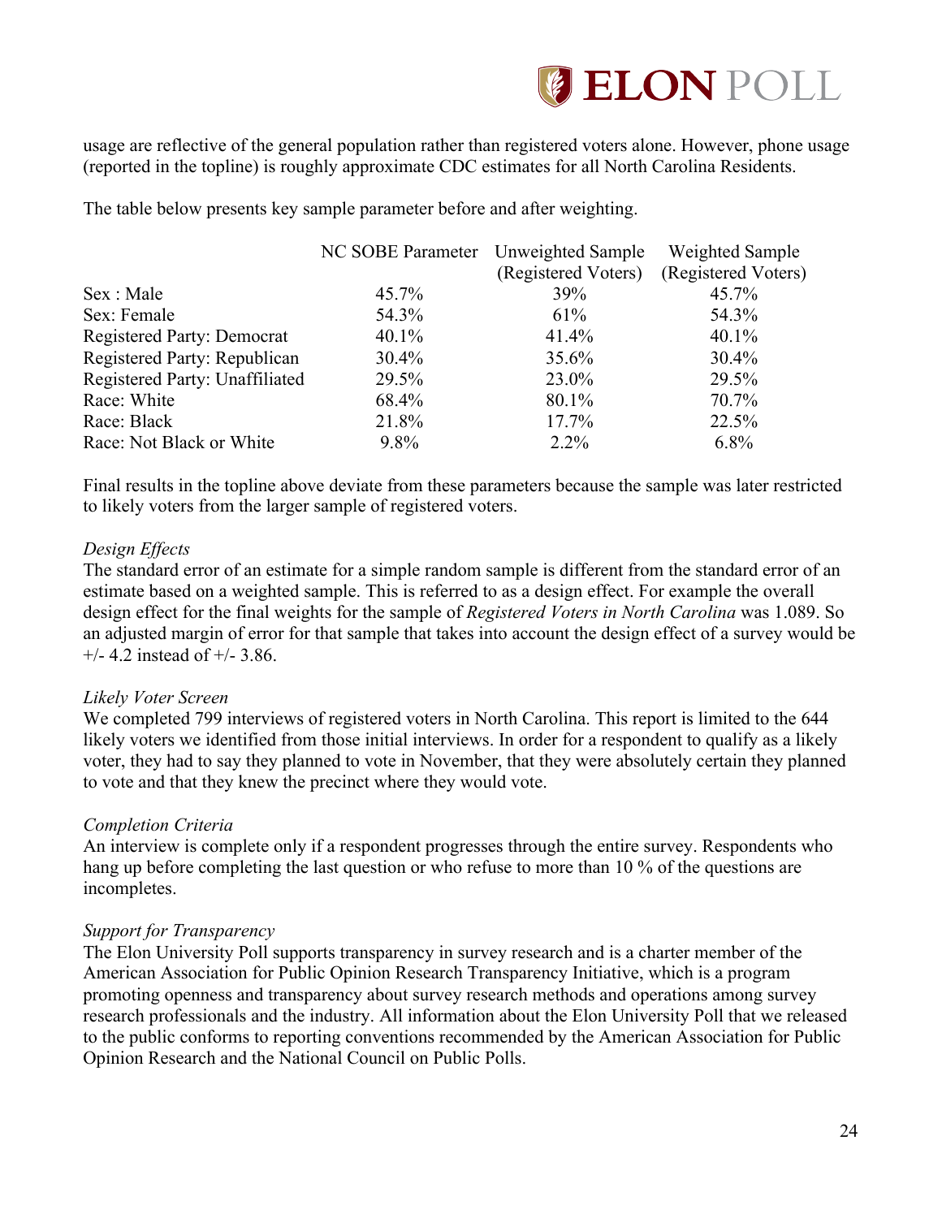usage are reflective of the general population rather than registered voters alone. However, phone usage (reported in the topline) is roughly approximate CDC estimates for all North Carolina Residents.

The table below presents key sample parameter before and after weighting.

| | NC SOBE Parameter | Unweighted Sample (Registered Voters) | Weighted Sample (Registered Voters) |
|---|---|---|---|
| Sex : Male | 45.7% | 39% | 45.7% |
| Sex: Female | 54.3% | 61% | 54.3% |
| Registered Party: Democrat | 40.1% | 41.4% | 40.1% |
| Registered Party: Republican | 30.4% | 35.6% | 30.4% |
| Registered Party: Unaffiliated | 29.5% | 23.0% | 29.5% |
| Race: White | 68.4% | 80.1% | 70.7% |
| Race: Black | 21.8% | 17.7% | 22.5% |
| Race: Not Black or White | 9.8% | 2.2% | 6.8% |

Final results in the topline above deviate from these parameters because the sample was later restricted to likely voters from the larger sample of registered voters.

*Design Effects*
The standard error of an estimate for a simple random sample is different from the standard error of an estimate based on a weighted sample. This is referred to as a design effect. For example the overall design effect for the final weights for the sample of *Registered Voters in North Carolina* was 1.089. So an adjusted margin of error for that sample that takes into account the design effect of a survey would be +/- 4.2 instead of +/- 3.86.

*Likely Voter Screen*
We completed 799 interviews of registered voters in North Carolina. This report is limited to the 644 likely voters we identified from those initial interviews. In order for a respondent to qualify as a likely voter, they had to say they planned to vote in November, that they were absolutely certain they planned to vote and that they knew the precinct where they would vote.

*Completion Criteria*
An interview is complete only if a respondent progresses through the entire survey. Respondents who hang up before completing the last question or who refuse to more than 10 % of the questions are incompletes.

*Support for Transparency*
The Elon University Poll supports transparency in survey research and is a charter member of the American Association for Public Opinion Research Transparency Initiative, which is a program promoting openness and transparency about survey research methods and operations among survey research professionals and the industry. All information about the Elon University Poll that we released to the public conforms to reporting conventions recommended by the American Association for Public Opinion Research and the National Council on Public Polls.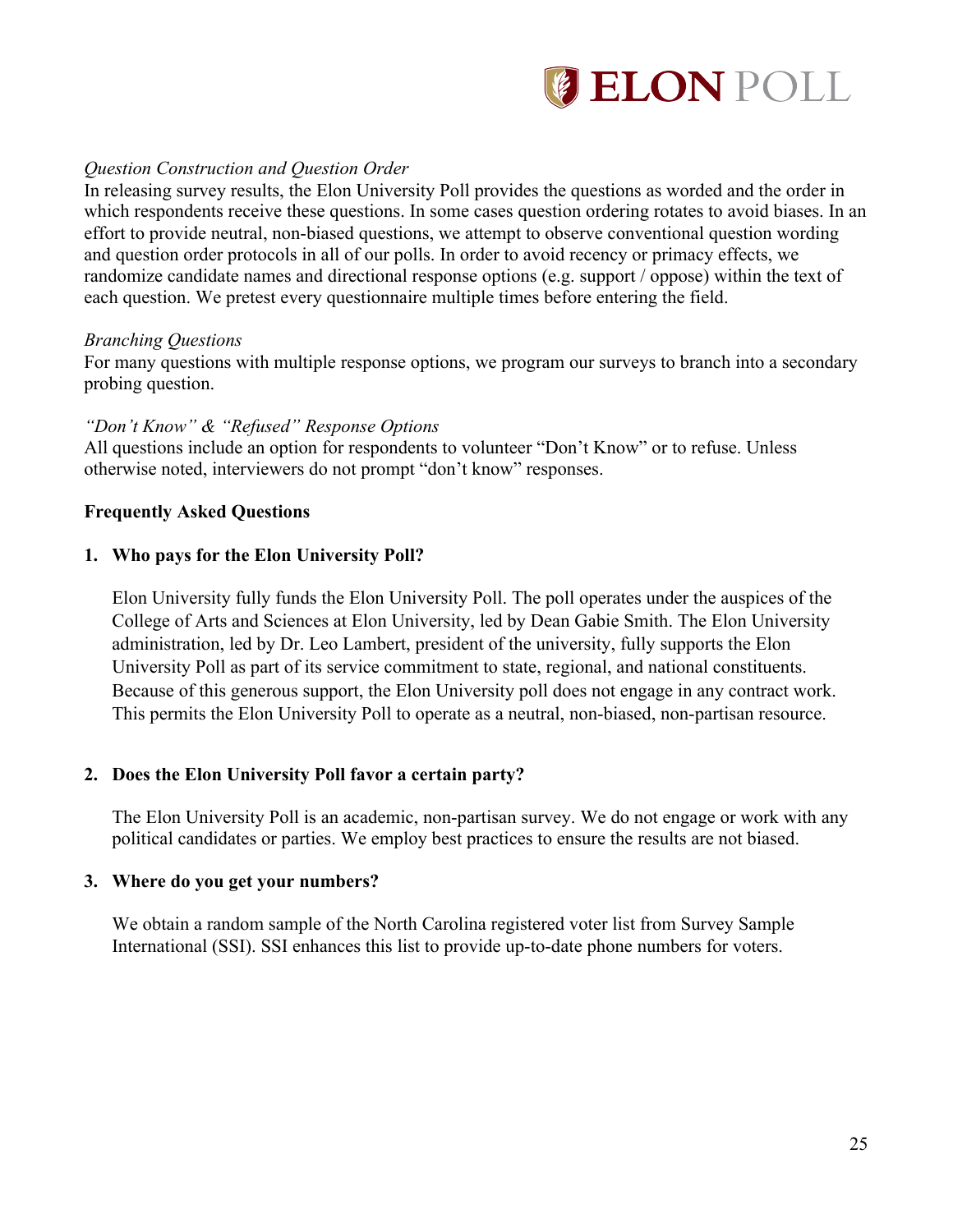*Question Construction and Question Order*
In releasing survey results, the Elon University Poll provides the questions as worded and the order in which respondents receive these questions. In some cases question ordering rotates to avoid biases. In an effort to provide neutral, non-biased questions, we attempt to observe conventional question wording and question order protocols in all of our polls. In order to avoid recency or primacy effects, we randomize candidate names and directional response options (e.g. support / oppose) within the text of each question. We pretest every questionnaire multiple times before entering the field.

*Branching Questions*
For many questions with multiple response options, we program our surveys to branch into a secondary probing question.

*"Don't Know" & "Refused" Response Options*
All questions include an option for respondents to volunteer "Don't Know" or to refuse. Unless otherwise noted, interviewers do not prompt "don't know" responses.

**Frequently Asked Questions**

1. **Who pays for the Elon University Poll?**

   Elon University fully funds the Elon University Poll. The poll operates under the auspices of the College of Arts and Sciences at Elon University, led by Dean Gabie Smith. The Elon University administration, led by Dr. Leo Lambert, president of the university, fully supports the Elon University Poll as part of its service commitment to state, regional, and national constituents. Because of this generous support, the Elon University poll does not engage in any contract work. This permits the Elon University Poll to operate as a neutral, non-biased, non-partisan resource.

2. **Does the Elon University Poll favor a certain party?**

   The Elon University Poll is an academic, non-partisan survey. We do not engage or work with any political candidates or parties. We employ best practices to ensure the results are not biased.

3. **Where do you get your numbers?**

   We obtain a random sample of the North Carolina registered voter list from Survey Sample International (SSI). SSI enhances this list to provide up-to-date phone numbers for voters.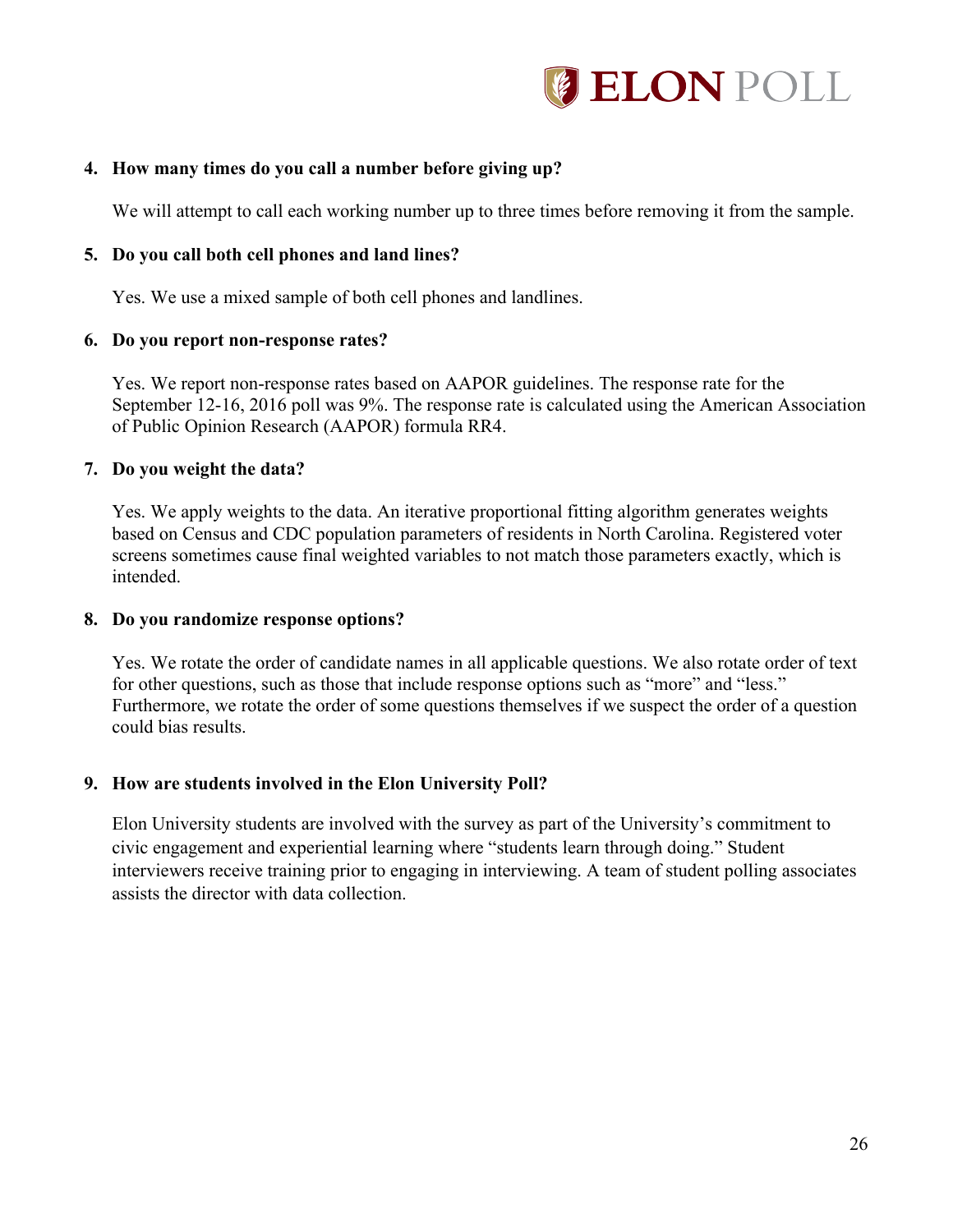**4. How many times do you call a number before giving up?**

We will attempt to call each working number up to three times before removing it from the sample.

**5. Do you call both cell phones and land lines?**

Yes. We use a mixed sample of both cell phones and landlines.

**6. Do you report non-response rates?**

Yes. We report non-response rates based on AAPOR guidelines. The response rate for the September 12-16, 2016 poll was 9%. The response rate is calculated using the American Association of Public Opinion Research (AAPOR) formula RR4.

**7. Do you weight the data?**

Yes. We apply weights to the data. An iterative proportional fitting algorithm generates weights based on Census and CDC population parameters of residents in North Carolina. Registered voter screens sometimes cause final weighted variables to not match those parameters exactly, which is intended.

**8. Do you randomize response options?**

Yes. We rotate the order of candidate names in all applicable questions. We also rotate order of text for other questions, such as those that include response options such as "more" and "less." Furthermore, we rotate the order of some questions themselves if we suspect the order of a question could bias results.

**9. How are students involved in the Elon University Poll?**

Elon University students are involved with the survey as part of the University's commitment to civic engagement and experiential learning where "students learn through doing." Student interviewers receive training prior to engaging in interviewing. A team of student polling associates assists the director with data collection.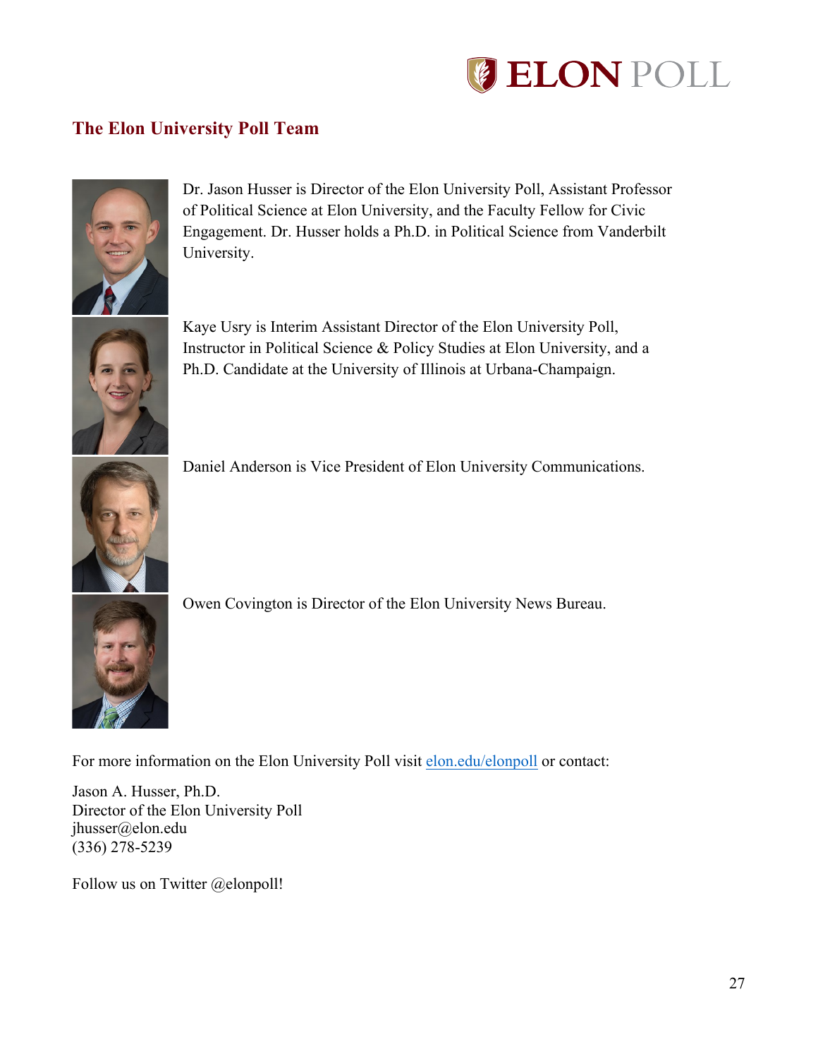## The Elon University Poll Team

Dr. Jason Husser is Director of the Elon University Poll, Assistant Professor of Political Science at Elon University, and the Faculty Fellow for Civic Engagement. Dr. Husser holds a Ph.D. in Political Science from Vanderbilt University.

Kaye Usry is Interim Assistant Director of the Elon University Poll, Instructor in Political Science & Policy Studies at Elon University, and a Ph.D. Candidate at the University of Illinois at Urbana-Champaign.

Daniel Anderson is Vice President of Elon University Communications.

Owen Covington is Director of the Elon University News Bureau.

For more information on the Elon University Poll visit elon.edu/elonpoll or contact:

Jason A. Husser, Ph.D.  
Director of the Elon University Poll  
jhusser@elon.edu  
(336) 278-5239

Follow us on Twitter @elonpoll!